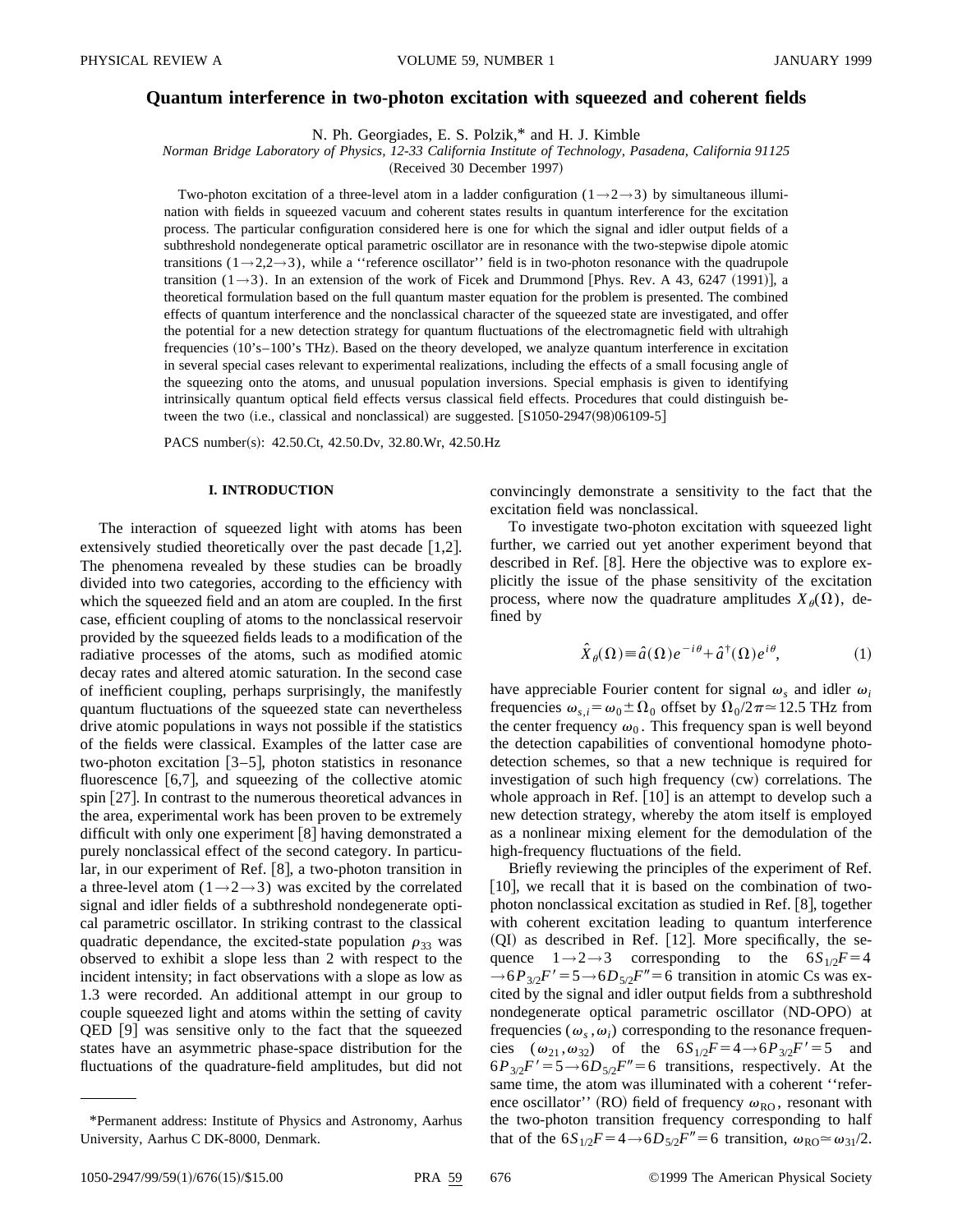# Quantum interference in two-photon excitation with squeezed and coherent fields

N. Ph. Georgiades, E. S. Polzik,* and H. J. Kimble

*Norman Bridge Laboratory of Physics, 12-33 California Institute of Technology, Pasadena, California 91125*

(Received 30 December 1997)

Two-photon excitation of a three-level atom in a ladder configuration ($1\rightarrow2\rightarrow3$) by simultaneous illumination with fields in squeezed vacuum and coherent states results in quantum interference for the excitation process. The particular configuration considered here is one for which the signal and idler output fields of a subthreshold nondegenerate optical parametric oscillator are in resonance with the two-stepwise dipole atomic transitions ($1\rightarrow2,2\rightarrow3$), while a "reference oscillator" field is in two-photon resonance with the quadrupole transition ($1\rightarrow3$). In an extension of the work of Ficek and Drummond [Phys. Rev. A 43, 6247 (1991)], a theoretical formulation based on the full quantum master equation for the problem is presented. The combined effects of quantum interference and the nonclassical character of the squeezed state are investigated, and offer the potential for a new detection strategy for quantum fluctuations of the electromagnetic field with ultrahigh frequencies (10's–100's THz). Based on the theory developed, we analyze quantum interference in excitation in several special cases relevant to experimental realizations, including the effects of a small focusing angle of the squeezing onto the atoms, and unusual population inversions. Special emphasis is given to identifying intrinsically quantum optical field effects versus classical field effects. Procedures that could distinguish between the two (i.e., classical and nonclassical) are suggested. [S1050-2947(98)06109-5]

PACS number(s): 42.50.Ct, 42.50.Dv, 32.80.Wr, 42.50.Hz

## I. INTRODUCTION

The interaction of squeezed light with atoms has been extensively studied theoretically over the past decade [1,2]. The phenomena revealed by these studies can be broadly divided into two categories, according to the efficiency with which the squeezed field and an atom are coupled. In the first case, efficient coupling of atoms to the nonclassical reservoir provided by the squeezed fields leads to a modification of the radiative processes of the atoms, such as modified atomic decay rates and altered atomic saturation. In the second case of inefficient coupling, perhaps surprisingly, the manifestly quantum fluctuations of the squeezed state can nevertheless drive atomic populations in ways not possible if the statistics of the fields were classical. Examples of the latter case are two-photon excitation [3–5], photon statistics in resonance fluorescence [6,7], and squeezing of the collective atomic spin [27]. In contrast to the numerous theoretical advances in the area, experimental work has been proven to be extremely difficult with only one experiment [8] having demonstrated a purely nonclassical effect of the second category. In particular, in our experiment of Ref. [8], a two-photon transition in a three-level atom ($1\rightarrow2\rightarrow3$) was excited by the correlated signal and idler fields of a subthreshold nondegenerate optical parametric oscillator. In striking contrast to the classical quadratic dependance, the excited-state population $\rho_{33}$ was observed to exhibit a slope less than 2 with respect to the incident intensity; in fact observations with a slope as low as 1.3 were recorded. An additional attempt in our group to couple squeezed light and atoms within the setting of cavity QED [9] was sensitive only to the fact that the squeezed states have an asymmetric phase-space distribution for the fluctuations of the quadrature-field amplitudes, but did not convincingly demonstrate a sensitivity to the fact that the excitation field was nonclassical.

To investigate two-photon excitation with squeezed light further, we carried out yet another experiment beyond that described in Ref. [8]. Here the objective was to explore explicitly the issue of the phase sensitivity of the excitation process, where now the quadrature amplitudes $X_\theta(\Omega)$, defined by

$$\hat{X}_\theta(\Omega)\equiv\hat{a}(\Omega)e^{-i\theta}+\hat{a}^\dagger(\Omega)e^{i\theta},\tag{1}$$

have appreciable Fourier content for signal $\omega_s$ and idler $\omega_i$ frequencies $\omega_{s,i}=\omega_0\pm\Omega_0$ offset by $\Omega_0/2\pi\simeq12.5$ THz from the center frequency $\omega_0$. This frequency span is well beyond the detection capabilities of conventional homodyne photodetection schemes, so that a new technique is required for investigation of such high frequency (cw) correlations. The whole approach in Ref. [10] is an attempt to develop such a new detection strategy, whereby the atom itself is employed as a nonlinear mixing element for the demodulation of the high-frequency fluctuations of the field.

Briefly reviewing the principles of the experiment of Ref. [10], we recall that it is based on the combination of two-photon nonclassical excitation as studied in Ref. [8], together with coherent excitation leading to quantum interference (QI) as described in Ref. [12]. More specifically, the sequence $1\rightarrow2\rightarrow3$ corresponding to the $6S_{1/2}F=4\rightarrow6P_{3/2}F'=5\rightarrow6D_{5/2}F''=6$ transition in atomic Cs was excited by the signal and idler output fields from a subthreshold nondegenerate optical parametric oscillator (ND-OPO) at frequencies ($\omega_s,\omega_i$) corresponding to the resonance frequencies ($\omega_{21},\omega_{32}$) of the $6S_{1/2}F=4\rightarrow6P_{3/2}F'=5$ and $6P_{3/2}F'=5\rightarrow6D_{5/2}F''=6$ transitions, respectively. At the same time, the atom was illuminated with a coherent "reference oscillator" (RO) field of frequency $\omega_{\mathrm{RO}}$, resonant with the two-photon transition frequency corresponding to half that of the $6S_{1/2}F=4\rightarrow6D_{5/2}F''=6$ transition, $\omega_{\mathrm{RO}}\simeq\omega_{31}/2$.

*Permanent address: Institute of Physics and Astronomy, Aarhus University, Aarhus C DK-8000, Denmark.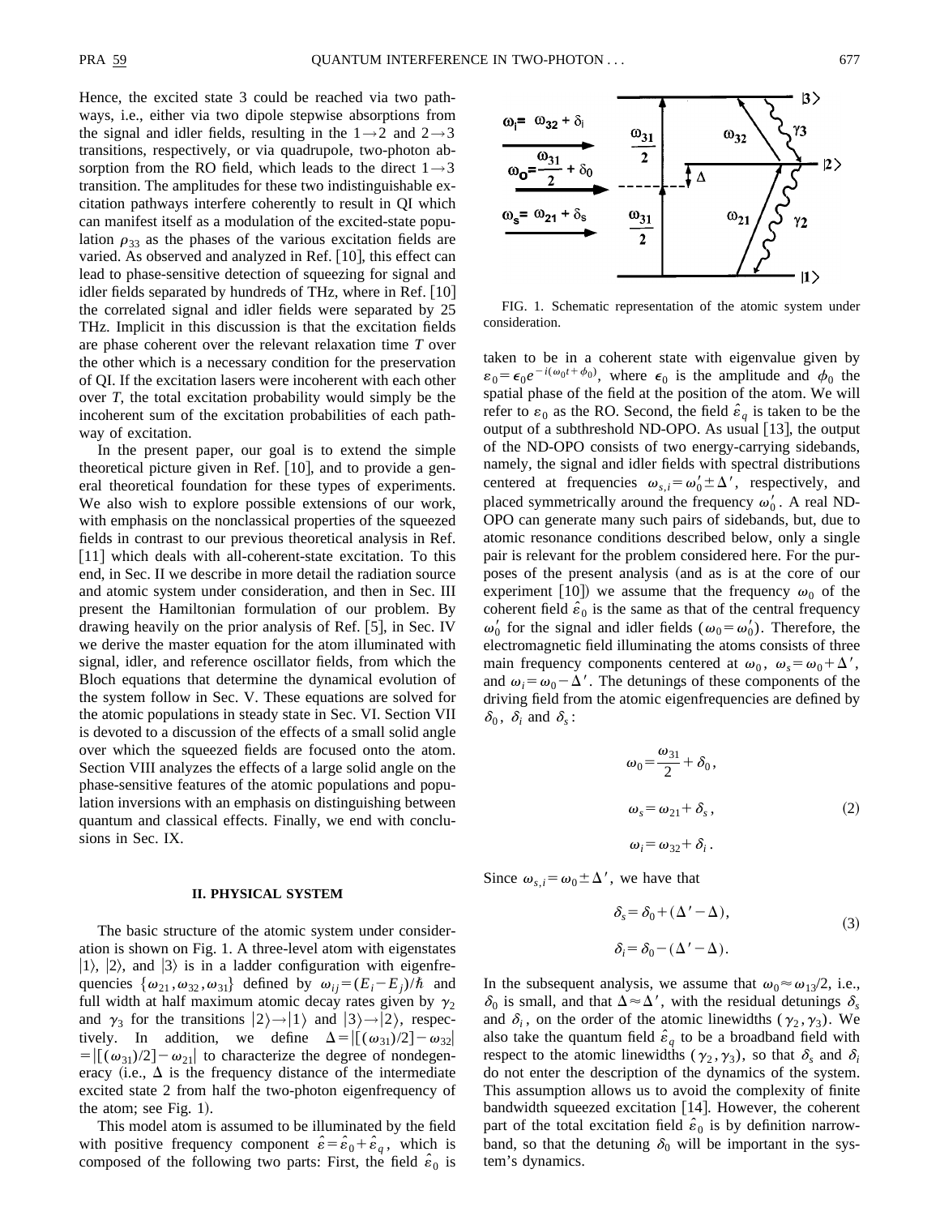Hence, the excited state 3 could be reached via two pathways, i.e., either via two dipole stepwise absorptions from the signal and idler fields, resulting in the $1 \rightarrow 2$ and $2 \rightarrow 3$ transitions, respectively, or via quadrupole, two-photon absorption from the RO field, which leads to the direct $1 \rightarrow 3$ transition. The amplitudes for these two indistinguishable excitation pathways interfere coherently to result in QI which can manifest itself as a modulation of the excited-state population $\rho_{33}$ as the phases of the various excitation fields are varied. As observed and analyzed in Ref. [10], this effect can lead to phase-sensitive detection of squeezing for signal and idler fields separated by hundreds of THz, where in Ref. [10] the correlated signal and idler fields were separated by 25 THz. Implicit in this discussion is that the excitation fields are phase coherent over the relevant relaxation time $T$ over the other which is a necessary condition for the preservation of QI. If the excitation lasers were incoherent with each other over $T$, the total excitation probability would simply be the incoherent sum of the excitation probabilities of each pathway of excitation.

In the present paper, our goal is to extend the simple theoretical picture given in Ref. [10], and to provide a general theoretical foundation for these types of experiments. We also wish to explore possible extensions of our work, with emphasis on the nonclassical properties of the squeezed fields in contrast to our previous theoretical analysis in Ref. [11] which deals with all-coherent-state excitation. To this end, in Sec. II we describe in more detail the radiation source and atomic system under consideration, and then in Sec. III present the Hamiltonian formulation of our problem. By drawing heavily on the prior analysis of Ref. [5], in Sec. IV we derive the master equation for the atom illuminated with signal, idler, and reference oscillator fields, from which the Bloch equations that determine the dynamical evolution of the system follow in Sec. V. These equations are solved for the atomic populations in steady state in Sec. VI. Section VII is devoted to a discussion of the effects of a small solid angle over which the squeezed fields are focused onto the atom. Section VIII analyzes the effects of a large solid angle on the phase-sensitive features of the atomic populations and population inversions with an emphasis on distinguishing between quantum and classical effects. Finally, we end with conclusions in Sec. IX.

## II. PHYSICAL SYSTEM

The basic structure of the atomic system under consideration is shown on Fig. 1. A three-level atom with eigenstates $|1\rangle$, $|2\rangle$, and $|3\rangle$ is in a ladder configuration with eigenfrequencies $\{\omega_{21}, \omega_{32}, \omega_{31}\}$ defined by $\omega_{ij} = (E_i - E_j)/\hbar$ and full width at half maximum atomic decay rates given by $\gamma_2$ and $\gamma_3$ for the transitions $|2\rangle \rightarrow |1\rangle$ and $|3\rangle \rightarrow |2\rangle$, respectively. In addition, we define $\Delta = |[(\omega_{31})/2] - \omega_{32}| = |[(\omega_{31})/2] - \omega_{21}|$ to characterize the degree of nondegeneracy (i.e., $\Delta$ is the frequency distance of the intermediate excited state 2 from half the two-photon eigenfrequency of the atom; see Fig. 1).

This model atom is assumed to be illuminated by the field with positive frequency component $\hat{\varepsilon} = \hat{\varepsilon}_0 + \hat{\varepsilon}_q$, which is composed of the following two parts: First, the field $\hat{\varepsilon}_0$ is taken to be in a coherent state with eigenvalue given by $\varepsilon_0 = \epsilon_0 e^{-i(\omega_0 t + \phi_0)}$, where $\epsilon_0$ is the amplitude and $\phi_0$ the spatial phase of the field at the position of the atom. We will refer to $\varepsilon_0$ as the RO. Second, the field $\hat{\varepsilon}_q$ is taken to be the output of a subthreshold ND-OPO. As usual [13], the output of the ND-OPO consists of two energy-carrying sidebands, namely, the signal and idler fields with spectral distributions centered at frequencies $\omega_{s,i} = \omega_0' \pm \Delta'$, respectively, and placed symmetrically around the frequency $\omega_0'$. A real ND-OPO can generate many such pairs of sidebands, but, due to atomic resonance conditions described below, only a single pair is relevant for the problem considered here. For the purposes of the present analysis (and as is at the core of our experiment [10]) we assume that the frequency $\omega_0$ of the coherent field $\hat{\varepsilon}_0$ is the same as that of the central frequency $\omega_0'$ for the signal and idler fields ($\omega_0 = \omega_0'$). Therefore, the electromagnetic field illuminating the atoms consists of three main frequency components centered at $\omega_0$, $\omega_s = \omega_0 + \Delta'$, and $\omega_i = \omega_0 - \Delta'$. The detunings of these components of the driving field from the atomic eigenfrequencies are defined by $\delta_0$, $\delta_i$ and $\delta_s$:

$$
\begin{aligned}
\omega_0 &= \frac{\omega_{31}}{2} + \delta_0, \\
\omega_s &= \omega_{21} + \delta_s, \\
\omega_i &= \omega_{32} + \delta_i.
\end{aligned}
\tag{2}
$$

Since $\omega_{s,i} = \omega_0 \pm \Delta'$, we have that

$$
\begin{aligned}
\delta_s &= \delta_0 + (\Delta' - \Delta), \\
\delta_i &= \delta_0 - (\Delta' - \Delta).
\end{aligned}
\tag{3}
$$

In the subsequent analysis, we assume that $\omega_0 \approx \omega_{13}/2$, i.e., $\delta_0$ is small, and that $\Delta \approx \Delta'$, with the residual detunings $\delta_s$ and $\delta_i$, on the order of the atomic linewidths ($\gamma_2, \gamma_3$). We also take the quantum field $\hat{\varepsilon}_q$ to be a broadband field with respect to the atomic linewidths ($\gamma_2, \gamma_3$), so that $\delta_s$ and $\delta_i$ do not enter the description of the dynamics of the system. This assumption allows us to avoid the complexity of finite bandwidth squeezed excitation [14]. However, the coherent part of the total excitation field $\hat{\varepsilon}_0$ is by definition narrowband, so that the detuning $\delta_0$ will be important in the system's dynamics.

FIG. 1. Schematic representation of the atomic system under consideration.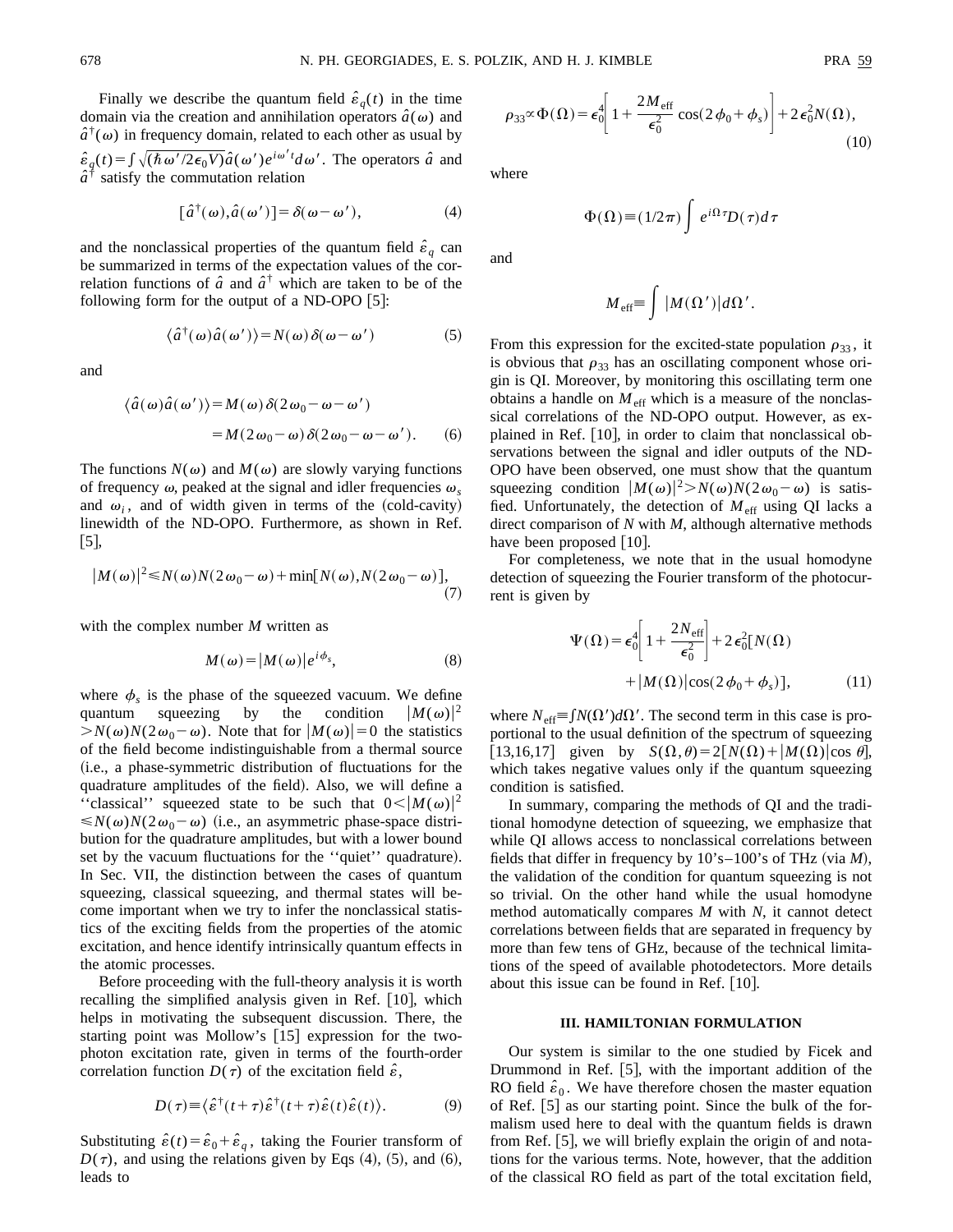Finally we describe the quantum field $\hat{\varepsilon}_q(t)$ in the time domain via the creation and annihilation operators $\hat{a}(\omega)$ and $\hat{a}^\dagger(\omega)$ in frequency domain, related to each other as usual by $\hat{\varepsilon}_q(t) = \int \sqrt{(\hbar\omega'/2\epsilon_0 V)}\hat{a}(\omega')e^{i\omega' t}d\omega'$. The operators $\hat{a}$ and $\hat{a}^\dagger$ satisfy the commutation relation

$$[\hat{a}^\dagger(\omega), \hat{a}(\omega')] = \delta(\omega - \omega'), \tag{4}$$

and the nonclassical properties of the quantum field $\hat{\varepsilon}_q$ can be summarized in terms of the expectation values of the correlation functions of $\hat{a}$ and $\hat{a}^\dagger$ which are taken to be of the following form for the output of a ND-OPO [5]:

$$\langle \hat{a}^\dagger(\omega)\hat{a}(\omega')\rangle = N(\omega)\delta(\omega - \omega') \tag{5}$$

and

$$\begin{aligned}\langle \hat{a}(\omega)\hat{a}(\omega')\rangle &= M(\omega)\delta(2\omega_0 - \omega - \omega') \\ &= M(2\omega_0 - \omega)\delta(2\omega_0 - \omega - \omega').\end{aligned} \tag{6}$$

The functions $N(\omega)$ and $M(\omega)$ are slowly varying functions of frequency $\omega$, peaked at the signal and idler frequencies $\omega_s$ and $\omega_i$, and of width given in terms of the (cold-cavity) linewidth of the ND-OPO. Furthermore, as shown in Ref. [5],

$$|M(\omega)|^2 \leq N(\omega)N(2\omega_0 - \omega) + \min[N(\omega), N(2\omega_0 - \omega)], \tag{7}$$

with the complex number $M$ written as

$$M(\omega) = |M(\omega)|e^{i\phi_s}, \tag{8}$$

where $\phi_s$ is the phase of the squeezed vacuum. We define quantum squeezing by the condition $|M(\omega)|^2 > N(\omega)N(2\omega_0 - \omega)$. Note that for $|M(\omega)| = 0$ the statistics of the field become indistinguishable from a thermal source (i.e., a phase-symmetric distribution of fluctuations for the quadrature amplitudes of the field). Also, we will define a ''classical'' squeezed state to be such that $0 < |M(\omega)|^2 \leq N(\omega)N(2\omega_0 - \omega)$ (i.e., an asymmetric phase-space distribution for the quadrature amplitudes, but with a lower bound set by the vacuum fluctuations for the ''quiet'' quadrature). In Sec. VII, the distinction between the cases of quantum squeezing, classical squeezing, and thermal states will become important when we try to infer the nonclassical statistics of the exciting fields from the properties of the atomic excitation, and hence identify intrinsically quantum effects in the atomic processes.

Before proceeding with the full-theory analysis it is worth recalling the simplified analysis given in Ref. [10], which helps in motivating the subsequent discussion. There, the starting point was Mollow's [15] expression for the two-photon excitation rate, given in terms of the fourth-order correlation function $D(\tau)$ of the excitation field $\hat{\varepsilon}$,

$$D(\tau) \equiv \langle \hat{\varepsilon}^\dagger(t+\tau)\hat{\varepsilon}^\dagger(t+\tau)\hat{\varepsilon}(t)\hat{\varepsilon}(t)\rangle. \tag{9}$$

Substituting $\hat{\varepsilon}(t) = \hat{\varepsilon}_0 + \hat{\varepsilon}_q$, taking the Fourier transform of $D(\tau)$, and using the relations given by Eqs (4), (5), and (6), leads to

$$\rho_{33} \propto \Phi(\Omega) = \epsilon_0^4\left[1 + \frac{2M_{\text{eff}}}{\epsilon_0^2}\cos(2\phi_0 + \phi_s)\right] + 2\epsilon_0^2 N(\Omega), \tag{10}$$

where

$$\Phi(\Omega) \equiv (1/2\pi)\int e^{i\Omega\tau}D(\tau)d\tau$$

and

$$M_{\text{eff}} \equiv \int |M(\Omega')|d\Omega'.$$

From this expression for the excited-state population $\rho_{33}$, it is obvious that $\rho_{33}$ has an oscillating component whose origin is QI. Moreover, by monitoring this oscillating term one obtains a handle on $M_{\text{eff}}$ which is a measure of the nonclassical correlations of the ND-OPO output. However, as explained in Ref. [10], in order to claim that nonclassical observations between the signal and idler outputs of the ND-OPO have been observed, one must show that the quantum squeezing condition $|M(\omega)|^2 > N(\omega)N(2\omega_0 - \omega)$ is satisfied. Unfortunately, the detection of $M_{\text{eff}}$ using QI lacks a direct comparison of $N$ with $M$, although alternative methods have been proposed [10].

For completeness, we note that in the usual homodyne detection of squeezing the Fourier transform of the photocurrent is given by

$$\begin{aligned}\Psi(\Omega) = \epsilon_0^4\left[1 + \frac{2N_{\text{eff}}}{\epsilon_0^2}\right] &+ 2\epsilon_0^2[N(\Omega) \\ &+ |M(\Omega)|\cos(2\phi_0 + \phi_s)],\end{aligned} \tag{11}$$

where $N_{\text{eff}} \equiv \int N(\Omega')d\Omega'$. The second term in this case is proportional to the usual definition of the spectrum of squeezing [13,16,17] given by $S(\Omega, \theta) = 2[N(\Omega) + |M(\Omega)|\cos\theta]$, which takes negative values only if the quantum squeezing condition is satisfied.

In summary, comparing the methods of QI and the traditional homodyne detection of squeezing, we emphasize that while QI allows access to nonclassical correlations between fields that differ in frequency by 10's–100's of THz (via $M$), the validation of the condition for quantum squeezing is not so trivial. On the other hand while the usual homodyne method automatically compares $M$ with $N$, it cannot detect correlations between fields that are separated in frequency by more than few tens of GHz, because of the technical limitations of the speed of available photodetectors. More details about this issue can be found in Ref. [10].

## III. HAMILTONIAN FORMULATION

Our system is similar to the one studied by Ficek and Drummond in Ref. [5], with the important addition of the RO field $\hat{\varepsilon}_0$. We have therefore chosen the master equation of Ref. [5] as our starting point. Since the bulk of the formalism used here to deal with the quantum fields is drawn from Ref. [5], we will briefly explain the origin of and notations for the various terms. Note, however, that the addition of the classical RO field as part of the total excitation field,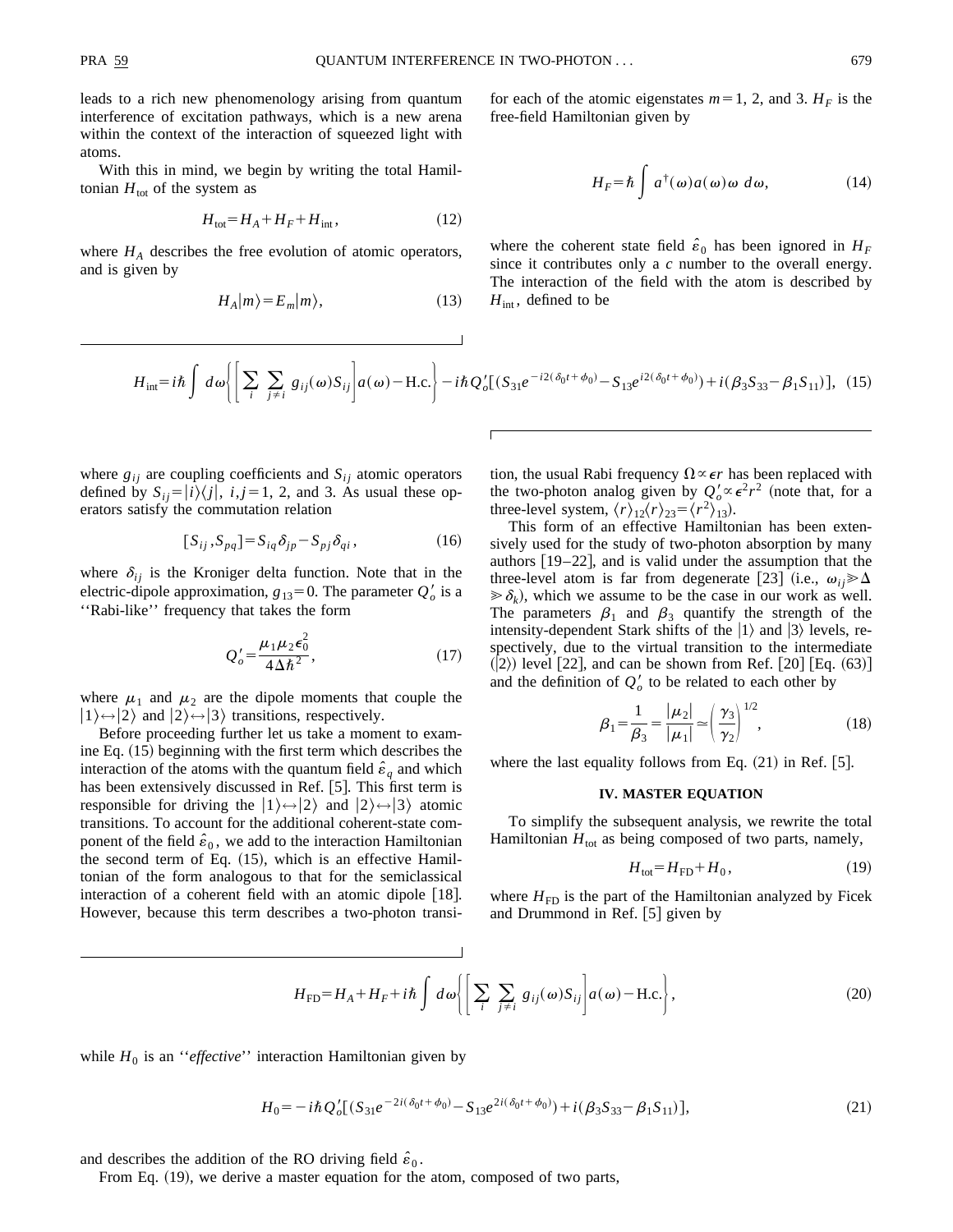leads to a rich new phenomenology arising from quantum interference of excitation pathways, which is a new arena within the context of the interaction of squeezed light with atoms.

With this in mind, we begin by writing the total Hamiltonian $H_{\text{tot}}$ of the system as

$$H_{\text{tot}} = H_A + H_F + H_{\text{int}}, \tag{12}$$

where $H_A$ describes the free evolution of atomic operators, and is given by

$$H_A|m\rangle = E_m|m\rangle, \tag{13}$$

for each of the atomic eigenstates $m=1$, 2, and 3. $H_F$ is the free-field Hamiltonian given by

$$H_F = \hbar \int a^\dagger(\omega) a(\omega)\omega \, d\omega, \tag{14}$$

where the coherent state field $\hat{\varepsilon}_0$ has been ignored in $H_F$ since it contributes only a $c$ number to the overall energy. The interaction of the field with the atom is described by $H_{\text{int}}$, defined to be

$$H_{\text{int}} = i\hbar \int d\omega \left\{ \left[ \sum_i \sum_{j\neq i} g_{ij}(\omega) S_{ij} \right] a(\omega) - \text{H.c.} \right\} - i\hbar Q_o' [(S_{31}e^{-i2(\delta_0 t + \phi_0)} - S_{13}e^{i2(\delta_0 t+\phi_0)}) + i(\beta_3 S_{33} - \beta_1 S_{11})], \tag{15}$$

where $g_{ij}$ are coupling coefficients and $S_{ij}$ atomic operators defined by $S_{ij} = |i\rangle\langle j|$, $i,j=1$, 2, and 3. As usual these operators satisfy the commutation relation

$$[S_{ij}, S_{pq}] = S_{iq}\delta_{jp} - S_{pj}\delta_{qi}, \tag{16}$$

where $\delta_{ij}$ is the Kroniger delta function. Note that in the electric-dipole approximation, $g_{13}=0$. The parameter $Q_o'$ is a "Rabi-like" frequency that takes the form

$$Q_o' = \frac{\mu_1 \mu_2 \epsilon_0^2}{4\Delta\hbar^2}, \tag{17}$$

where $\mu_1$ and $\mu_2$ are the dipole moments that couple the $|1\rangle \leftrightarrow |2\rangle$ and $|2\rangle \leftrightarrow |3\rangle$ transitions, respectively.

Before proceeding further let us take a moment to examine Eq. (15) beginning with the first term which describes the interaction of the atoms with the quantum field $\hat{\varepsilon}_q$ and which has been extensively discussed in Ref. [5]. This first term is responsible for driving the $|1\rangle \leftrightarrow |2\rangle$ and $|2\rangle \leftrightarrow |3\rangle$ atomic transitions. To account for the additional coherent-state component of the field $\hat{\varepsilon}_0$, we add to the interaction Hamiltonian the second term of Eq. (15), which is an effective Hamiltonian of the form analogous to that for the semiclassical interaction of a coherent field with an atomic dipole [18]. However, because this term describes a two-photon transition, the usual Rabi frequency $\Omega \propto \epsilon r$ has been replaced with the two-photon analog given by $Q_o' \propto \epsilon^2 r^2$ (note that, for a three-level system, $\langle r \rangle_{12} \langle r \rangle_{23} = \langle r^2 \rangle_{13}$).

This form of an effective Hamiltonian has been extensively used for the study of two-photon absorption by many authors [19–22], and is valid under the assumption that the three-level atom is far from degenerate [23] (i.e., $\omega_{ij} \gg \Delta \gg \delta_k$), which we assume to be the case in our work as well. The parameters $\beta_1$ and $\beta_3$ quantify the strength of the intensity-dependent Stark shifts of the $|1\rangle$ and $|3\rangle$ levels, respectively, due to the virtual transition to the intermediate ($|2\rangle$) level [22], and can be shown from Ref. [20] [Eq. (63)] and the definition of $Q_o'$ to be related to each other by

$$\beta_1 = \frac{1}{\beta_3} = \frac{|\mu_2|}{|\mu_1|} \simeq \left( \frac{\gamma_3}{\gamma_2} \right)^{1/2}, \tag{18}$$

where the last equality follows from Eq. (21) in Ref. [5].

## IV. MASTER EQUATION

To simplify the subsequent analysis, we rewrite the total Hamiltonian $H_{\text{tot}}$ as being composed of two parts, namely,

$$H_{\text{tot}} = H_{\text{FD}} + H_0, \tag{19}$$

where $H_{\text{FD}}$ is the part of the Hamiltonian analyzed by Ficek and Drummond in Ref. [5] given by

$$H_{\text{FD}} = H_A + H_F + i\hbar \int d\omega \left\{ \left[ \sum_i \sum_{j\neq i} g_{ij}(\omega) S_{ij} \right] a(\omega) - \text{H.c.} \right\}, \tag{20}$$

while $H_0$ is an "*effective*" interaction Hamiltonian given by

$$H_0 = -i\hbar Q_o' [(S_{31}e^{-2i(\delta_0 t + \phi_0)} - S_{13}e^{2i(\delta_0 t + \phi_0)}) + i(\beta_3 S_{33} - \beta_1 S_{11})], \tag{21}$$

and describes the addition of the RO driving field $\hat{\varepsilon}_0$.

From Eq. (19), we derive a master equation for the atom, composed of two parts,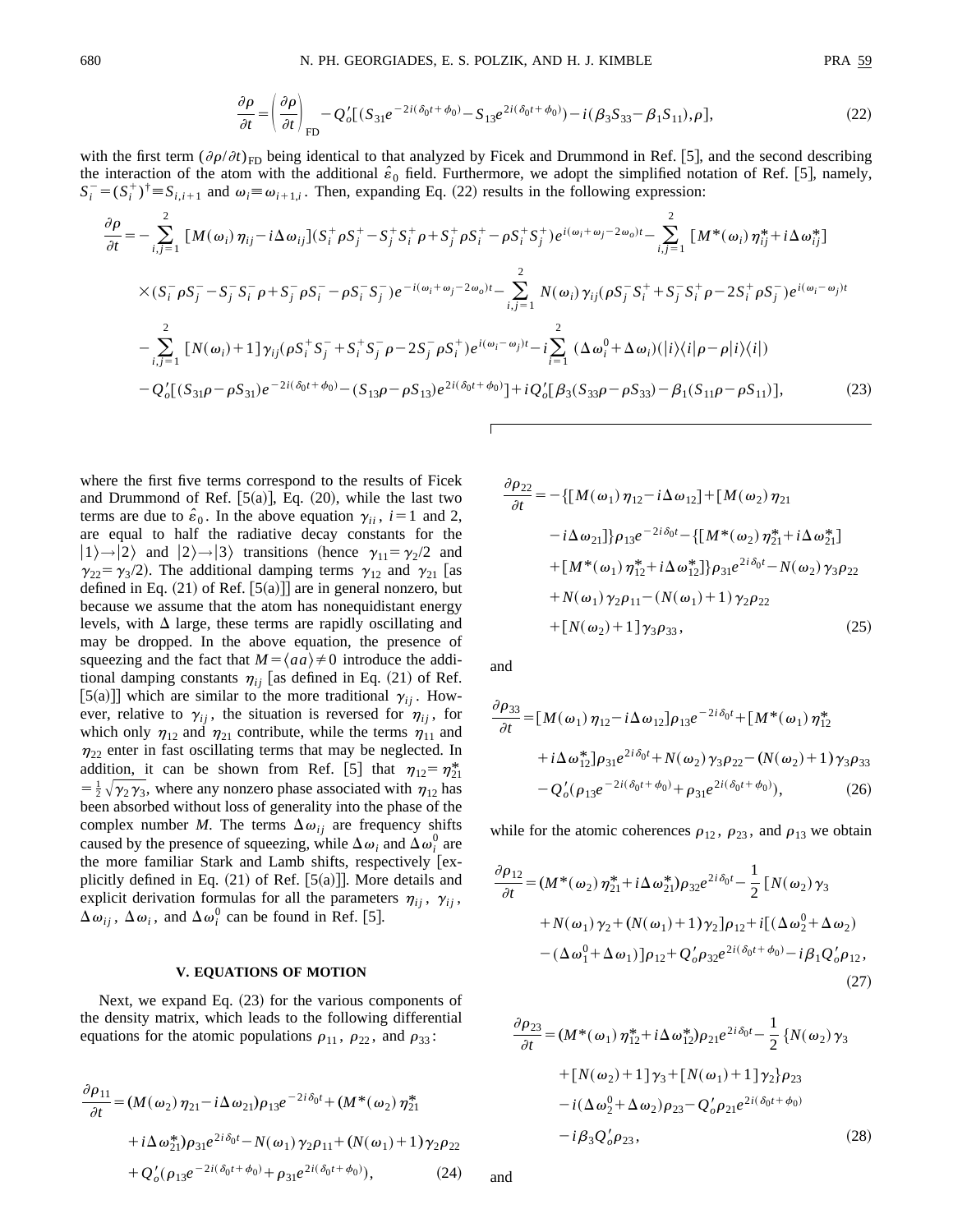$$\frac{\partial \rho}{\partial t} = \left(\frac{\partial \rho}{\partial t}\right)_{\rm FD} - Q_o'[(S_{31}e^{-2i(\delta_0 t+\phi_0)} - S_{13}e^{2i(\delta_0 t+\phi_0)}) - i(\beta_3 S_{33} - \beta_1 S_{11}), \rho], \tag{22}$$

with the first term $(\partial\rho/\partial t)_{\rm FD}$ being identical to that analyzed by Ficek and Drummond in Ref. [5], and the second describing the interaction of the atom with the additional $\hat{\varepsilon}_0$ field. Furthermore, we adopt the simplified notation of Ref. [5], namely, $S_i^- = (S_i^+)^\dagger \equiv S_{i,i+1}$ and $\omega_i \equiv \omega_{i+1,i}$. Then, expanding Eq. (22) results in the following expression:

$$\begin{aligned}
\frac{\partial \rho}{\partial t} =& -\sum_{i,j=1}^{2} [M(\omega_i)\eta_{ij} - i\Delta\omega_{ij}](S_i^+\rho S_j^+ - S_j^+ S_i^+ \rho + S_j^+\rho S_i^+ - \rho S_i^+ S_j^+) e^{i(\omega_i+\omega_j-2\omega_o)t} - \sum_{i,j=1}^{2}[M^*(\omega_i)\eta_{ij}^* + i\Delta\omega_{ij}^*] \\
&\times (S_i^-\rho S_j^- - S_j^- S_i^- \rho + S_j^-\rho S_i^- - \rho S_i^- S_j^-) e^{-i(\omega_i+\omega_j-2\omega_o)t} - \sum_{i,j=1}^{2} N(\omega_i)\gamma_{ij}(\rho S_j^- S_i^+ + S_j^- S_i^+\rho - 2S_i^+\rho S_j^-) e^{i(\omega_i-\omega_j)t} \\
&- \sum_{i,j=1}^{2}[N(\omega_i)+1]\gamma_{ij}(\rho S_i^+ S_j^- + S_i^+ S_j^-\rho - 2S_j^-\rho S_i^+) e^{i(\omega_i-\omega_j)t} - i\sum_{i=1}^{2}(\Delta\omega_i^0 + \Delta\omega_i)(|i\rangle\langle i|\rho - \rho|i\rangle\langle i|) \\
&- Q_o'[(S_{31}\rho - \rho S_{31})e^{-2i(\delta_0 t+\phi_0)} - (S_{13}\rho - \rho S_{13})e^{2i(\delta_0 t+\phi_0)}] + iQ_o'[\beta_3(S_{33}\rho - \rho S_{33}) - \beta_1(S_{11}\rho - \rho S_{11})],
\end{aligned} \tag{23}$$

where the first five terms correspond to the results of Ficek and Drummond of Ref. [5(a)], Eq. (20), while the last two terms are due to $\hat{\varepsilon}_0$. In the above equation $\gamma_{ii}$, $i=1$ and 2, are equal to half the radiative decay constants for the $|1\rangle \to |2\rangle$ and $|2\rangle \to |3\rangle$ transitions (hence $\gamma_{11} = \gamma_2/2$ and $\gamma_{22} = \gamma_3/2$). The additional damping terms $\gamma_{12}$ and $\gamma_{21}$ [as defined in Eq. (21) of Ref. [5(a)]] are in general nonzero, but because we assume that the atom has nonequidistant energy levels, with $\Delta$ large, these terms are rapidly oscillating and may be dropped. In the above equation, the presence of squeezing and the fact that $M = \langle aa \rangle \neq 0$ introduce the additional damping constants $\eta_{ij}$ [as defined in Eq. (21) of Ref. [5(a)]] which are similar to the more traditional $\gamma_{ij}$. However, relative to $\gamma_{ij}$, the situation is reversed for $\eta_{ij}$, for which only $\eta_{12}$ and $\eta_{21}$ contribute, while the terms $\eta_{11}$ and $\eta_{22}$ enter in fast oscillating terms that may be neglected. In addition, it can be shown from Ref. [5] that $\eta_{12} = \eta_{21}^* = \frac{1}{2}\sqrt{\gamma_2\gamma_3}$, where any nonzero phase associated with $\eta_{12}$ has been absorbed without loss of generality into the phase of the complex number $M$. The terms $\Delta\omega_{ij}$ are frequency shifts caused by the presence of squeezing, while $\Delta\omega_i$ and $\Delta\omega_i^0$ are the more familiar Stark and Lamb shifts, respectively [explicitly defined in Eq. (21) of Ref. [5(a)]]. More details and explicit derivation formulas for all the parameters $\eta_{ij}$, $\gamma_{ij}$, $\Delta\omega_{ij}$, $\Delta\omega_i$, and $\Delta\omega_i^0$ can be found in Ref. [5].

## V. EQUATIONS OF MOTION

Next, we expand Eq. (23) for the various components of the density matrix, which leads to the following differential equations for the atomic populations $\rho_{11}$, $\rho_{22}$, and $\rho_{33}$:

$$\begin{aligned}
\frac{\partial \rho_{11}}{\partial t} =& (M(\omega_2)\eta_{21} - i\Delta\omega_{21})\rho_{13}e^{-2i\delta_0 t} + (M^*(\omega_2)\eta_{21}^* \\
&+ i\Delta\omega_{21}^*)\rho_{31}e^{2i\delta_0 t} - N(\omega_1)\gamma_2\rho_{11} + (N(\omega_1)+1)\gamma_2\rho_{22} \\
&+ Q_o'(\rho_{13}e^{-2i(\delta_0 t+\phi_0)} + \rho_{31}e^{2i(\delta_0 t+\phi_0)}),
\end{aligned} \tag{24}$$

$$\begin{aligned}
\frac{\partial \rho_{22}}{\partial t} =& -\{[M(\omega_1)\eta_{12} - i\Delta\omega_{12}] + [M(\omega_2)\eta_{21} \\
&- i\Delta\omega_{21}]\}\rho_{13}e^{-2i\delta_0 t} - \{[M^*(\omega_2)\eta_{21}^* + i\Delta\omega_{21}^*] \\
&+ [M^*(\omega_1)\eta_{12}^* + i\Delta\omega_{12}^*]\}\rho_{31}e^{2i\delta_0 t} - N(\omega_2)\gamma_3\rho_{22} \\
&+ N(\omega_1)\gamma_2\rho_{11} - (N(\omega_1)+1)\gamma_2\rho_{22} \\
&+ [N(\omega_2)+1]\gamma_3\rho_{33},
\end{aligned} \tag{25}$$

and

$$\begin{aligned}
\frac{\partial \rho_{33}}{\partial t} =& [M(\omega_1)\eta_{12} - i\Delta\omega_{12}]\rho_{13}e^{-2i\delta_0 t} + [M^*(\omega_1)\eta_{12}^* \\
&+ i\Delta\omega_{12}^*]\rho_{31}e^{2i\delta_0 t} + N(\omega_2)\gamma_3\rho_{22} - (N(\omega_2)+1)\gamma_3\rho_{33} \\
&- Q_o'(\rho_{13}e^{-2i(\delta_0 t+\phi_0)} + \rho_{31}e^{2i(\delta_0 t+\phi_0)}),
\end{aligned} \tag{26}$$

while for the atomic coherences $\rho_{12}$, $\rho_{23}$, and $\rho_{13}$ we obtain

$$\begin{aligned}
\frac{\partial \rho_{12}}{\partial t} =& (M^*(\omega_2)\eta_{21}^* + i\Delta\omega_{21}^*)\rho_{32}e^{2i\delta_0 t} - \frac{1}{2}[N(\omega_2)\gamma_3 \\
&+ N(\omega_1)\gamma_2 + (N(\omega_1)+1)\gamma_2]\rho_{12} + i[(\Delta\omega_2^0 + \Delta\omega_2) \\
&- (\Delta\omega_1^0 + \Delta\omega_1)]\rho_{12} + Q_o'\rho_{32}e^{2i(\delta_0 t+\phi_0)} - i\beta_1 Q_o'\rho_{12},
\end{aligned} \tag{27}$$

$$\begin{aligned}
\frac{\partial \rho_{23}}{\partial t} =& (M^*(\omega_1)\eta_{12}^* + i\Delta\omega_{12}^*)\rho_{21}e^{2i\delta_0 t} - \frac{1}{2}\{N(\omega_2)\gamma_3 \\
&+ [N(\omega_2)+1]\gamma_3 + [N(\omega_1)+1]\gamma_2\}\rho_{23} \\
&- i(\Delta\omega_2^0 + \Delta\omega_2)\rho_{23} - Q_o'\rho_{21}e^{2i(\delta_0 t+\phi_0)} \\
&- i\beta_3 Q_o'\rho_{23},
\end{aligned} \tag{28}$$

and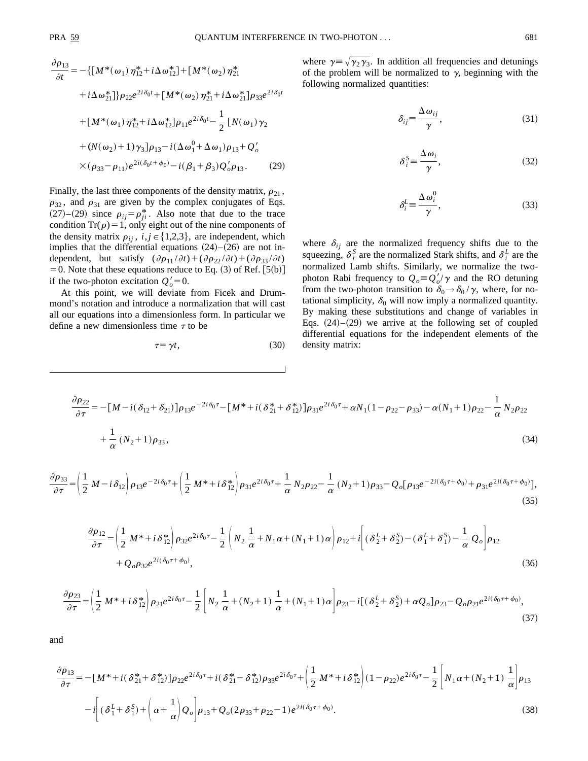$$
\begin{aligned}
\frac{\partial \rho_{13}}{\partial t} = & -\{[M^*(\omega_1)\eta_{12}^* + i\Delta\omega_{12}^*] + [M^*(\omega_2)\eta_{21}^* \\
& + i\Delta\omega_{21}^*]\}\rho_{22}e^{2i\delta_0 t} + [M^*(\omega_2)\eta_{21}^* + i\Delta\omega_{21}^*]\rho_{33}e^{2i\delta_0 t} \\
& + [M^*(\omega_1)\eta_{12}^* + i\Delta\omega_{12}^*]\rho_{11}e^{2i\delta_0 t} - \frac{1}{2}[N(\omega_1)\gamma_2 \\
& + (N(\omega_2)+1)\gamma_3]\rho_{13} - i(\Delta\omega_1^0 + \Delta\omega_1)\rho_{13} + Q_o' \\
& \times(\rho_{33} - \rho_{11})e^{2i(\delta_0 t + \phi_0)} - i(\beta_1 + \beta_3)Q_o'\rho_{13}.
\end{aligned} \tag{29}
$$

Finally, the last three components of the density matrix, $\rho_{21}$, $\rho_{32}$, and $\rho_{31}$ are given by the complex conjugates of Eqs. (27)–(29) since $\rho_{ij} = \rho_{ji}^*$. Also note that due to the trace condition $\mathrm{Tr}(\rho) = 1$, only eight out of the nine components of the density matrix $\rho_{ij}$, $i,j \in \{1,2,3\}$, are independent, which implies that the differential equations (24)–(26) are not independent, but satisfy $(\partial\rho_{11}/\partial t) + (\partial\rho_{22}/\partial t) + (\partial\rho_{33}/\partial t) = 0$. Note that these equations reduce to Eq. (3) of Ref. [5(b)] if the two-photon excitation $Q_o' = 0$.

At this point, we will deviate from Ficek and Drummond's notation and introduce a normalization that will cast all our equations into a dimensionless form. In particular we define a new dimensionless time $\tau$ to be

$$
\tau = \gamma t, \tag{30}
$$

where $\gamma \equiv \sqrt{\gamma_2 \gamma_3}$. In addition all frequencies and detunings of the problem will be normalized to $\gamma$, beginning with the following normalized quantities:

$$
\delta_{ij} \equiv \frac{\Delta\omega_{ij}}{\gamma}, \tag{31}
$$

$$
\delta_i^S \equiv \frac{\Delta\omega_i}{\gamma}, \tag{32}
$$

$$
\delta_i^L \equiv \frac{\Delta\omega_i^0}{\gamma}, \tag{33}
$$

where $\delta_{ij}$ are the normalized frequency shifts due to the squeezing, $\delta_i^S$ are the normalized Stark shifts, and $\delta_i^L$ are the normalized Lamb shifts. Similarly, we normalize the two-photon Rabi frequency to $Q_o \equiv Q_o'/\gamma$ and the RO detuning from the two-photon transition to $\delta_0 \rightarrow \delta_0/\gamma$, where, for notational simplicity, $\delta_0$ will now imply a normalized quantity. By making these substitutions and change of variables in Eqs. (24)–(29) we arrive at the following set of coupled differential equations for the independent elements of the density matrix:

$$
\begin{aligned}
\frac{\partial \rho_{22}}{\partial \tau} = & -[M - i(\delta_{12} + \delta_{21})]\rho_{13}e^{-2i\delta_0\tau} - [M^* + i(\delta_{21}^* + \delta_{12}^*)]\rho_{31}e^{2i\delta_0\tau} + \alpha N_1(1 - \rho_{22} - \rho_{33}) - \alpha(N_1+1)\rho_{22} - \frac{1}{\alpha}N_2\rho_{22} \\
& + \frac{1}{\alpha}(N_2+1)\rho_{33},
\end{aligned} \tag{34}
$$

$$
\frac{\partial \rho_{33}}{\partial \tau} = \left(\frac{1}{2}M - i\delta_{12}\right)\rho_{13}e^{-2i\delta_0\tau} + \left(\frac{1}{2}M^* + i\delta_{12}^*\right)\rho_{31}e^{2i\delta_0\tau} + \frac{1}{\alpha}N_2\rho_{22} - \frac{1}{\alpha}(N_2+1)\rho_{33} - Q_o[\rho_{13}e^{-2i(\delta_0\tau + \phi_0)} + \rho_{31}e^{2i(\delta_0\tau + \phi_0)}], \tag{35}
$$

$$
\begin{aligned}
\frac{\partial \rho_{12}}{\partial \tau} = & \left(\frac{1}{2}M^* + i\delta_{12}^*\right)\rho_{32}e^{2i\delta_0\tau} - \frac{1}{2}\left(N_2\frac{1}{\alpha} + N_1\alpha + (N_1+1)\alpha\right)\rho_{12} + i\left[(\delta_2^L + \delta_2^S) - (\delta_1^L + \delta_1^S) - \frac{1}{\alpha}Q_o\right]\rho_{12} \\
& + Q_o\rho_{32}e^{2i(\delta_0\tau + \phi_0)},
\end{aligned} \tag{36}
$$

$$
\frac{\partial \rho_{23}}{\partial \tau} = \left(\frac{1}{2}M^* + i\delta_{12}^*\right)\rho_{21}e^{2i\delta_0\tau} - \frac{1}{2}\left[N_2\frac{1}{\alpha} + (N_2+1)\frac{1}{\alpha} + (N_1+1)\alpha\right]\rho_{23} - i[(\delta_2^L + \delta_2^S) + \alpha Q_o]\rho_{23} - Q_o\rho_{21}e^{2i(\delta_0\tau + \phi_0)}, \tag{37}
$$

and

$$
\begin{aligned}
\frac{\partial \rho_{13}}{\partial \tau} = & -[M^* + i(\delta_{21}^* + \delta_{12}^*)]\rho_{22}e^{2i\delta_0\tau} + i(\delta_{21}^* - \delta_{12}^*)\rho_{33}e^{2i\delta_0\tau} + \left(\frac{1}{2}M^* + i\delta_{12}^*\right)(1 - \rho_{22})e^{2i\delta_0\tau} - \frac{1}{2}\left[N_1\alpha + (N_2+1)\frac{1}{\alpha}\right]\rho_{13} \\
& - i\left[(\delta_1^L + \delta_1^S) + \left(\alpha + \frac{1}{\alpha}\right)Q_o\right]\rho_{13} + Q_o(2\rho_{33} + \rho_{22} - 1)e^{2i(\delta_0\tau + \phi_0)}.
\end{aligned} \tag{38}
$$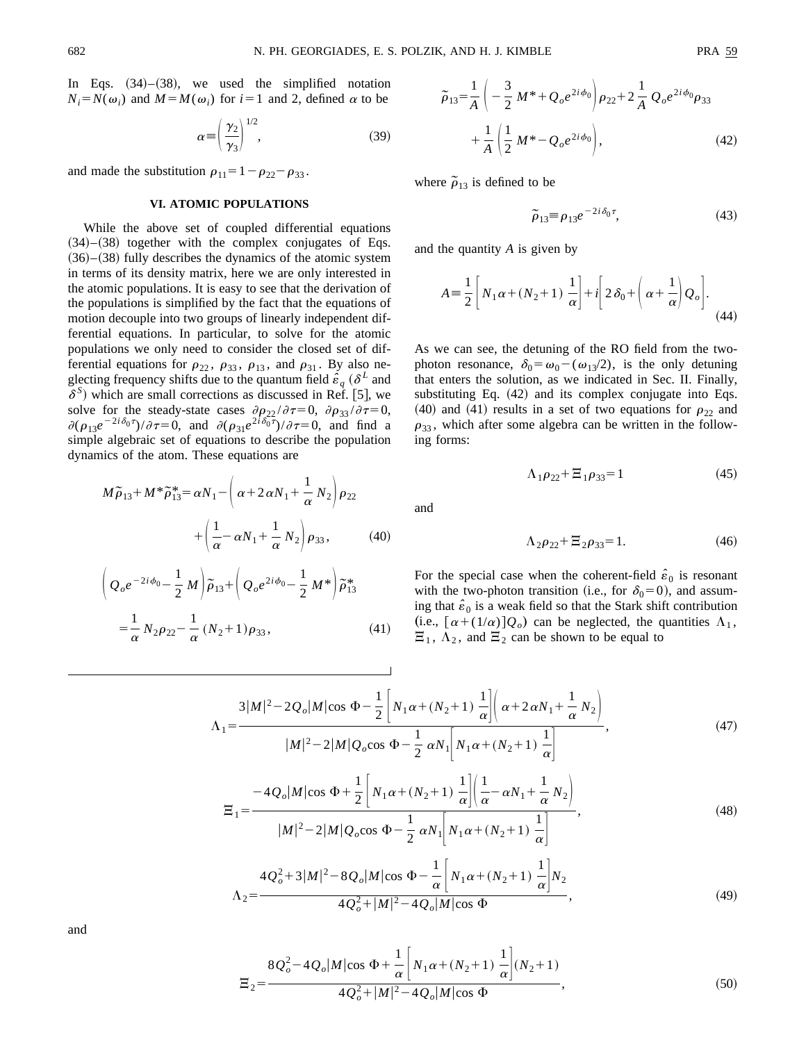In Eqs. (34)–(38), we used the simplified notation $N_i = N(\omega_i)$ and $M = M(\omega_i)$ for $i=1$ and 2, defined $\alpha$ to be

$$\alpha \equiv \left( \frac{\gamma_2}{\gamma_3} \right)^{1/2}, \tag{39}$$

and made the substitution $\rho_{11} = 1 - \rho_{22} - \rho_{33}$.

## VI. ATOMIC POPULATIONS

While the above set of coupled differential equations (34)–(38) together with the complex conjugates of Eqs. (36)–(38) fully describes the dynamics of the atomic system in terms of its density matrix, here we are only interested in the atomic populations. It is easy to see that the derivation of the populations is simplified by the fact that the equations of motion decouple into two groups of linearly independent differential equations. In particular, to solve for the atomic populations we only need to consider the closed set of differential equations for $\rho_{22}$, $\rho_{33}$, $\rho_{13}$, and $\rho_{31}$. By also neglecting frequency shifts due to the quantum field $\hat{\varepsilon}_q$ ($\delta^L$ and $\delta^S$) which are small corrections as discussed in Ref. [5], we solve for the steady-state cases $\partial \rho_{22}/\partial \tau = 0$, $\partial \rho_{33}/\partial \tau = 0$, $\partial (\rho_{13} e^{-2i\delta_0 \tau})/\partial \tau = 0$, and $\partial (\rho_{31} e^{2i\delta_0 \tau})/\partial \tau = 0$, and find a simple algebraic set of equations to describe the population dynamics of the atom. These equations are

$$M\tilde{\rho}_{13} + M^* \tilde{\rho}_{13}^* = \alpha N_1 - \left( \alpha + 2\alpha N_1 + \frac{1}{\alpha} N_2 \right) \rho_{22} + \left( \frac{1}{\alpha} - \alpha N_1 + \frac{1}{\alpha} N_2 \right) \rho_{33}, \tag{40}$$

$$\left( Q_o e^{-2i\phi_0} - \frac{1}{2} M \right) \tilde{\rho}_{13} + \left( Q_o e^{2i\phi_0} - \frac{1}{2} M^* \right) \tilde{\rho}_{13}^* = \frac{1}{\alpha} N_2 \rho_{22} - \frac{1}{\alpha} (N_2 + 1) \rho_{33}, \tag{41}$$

$$\tilde{\rho}_{13} = \frac{1}{A} \left( -\frac{3}{2} M^* + Q_o e^{2i\phi_0} \right) \rho_{22} + 2 \frac{1}{A} Q_o e^{2i\phi_0} \rho_{33} + \frac{1}{A} \left( \frac{1}{2} M^* - Q_o e^{2i\phi_0} \right), \tag{42}$$

where $\tilde{\rho}_{13}$ is defined to be

$$\tilde{\rho}_{13} \equiv \rho_{13} e^{-2i\delta_0 \tau}, \tag{43}$$

and the quantity $A$ is given by

$$A \equiv \frac{1}{2} \left[ N_1 \alpha + (N_2 + 1) \frac{1}{\alpha} \right] + i \left[ 2\delta_0 + \left( \alpha + \frac{1}{\alpha} \right) Q_o \right]. \tag{44}$$

As we can see, the detuning of the RO field from the two-photon resonance, $\delta_0 = \omega_0 - (\omega_{13}/2)$, is the only detuning that enters the solution, as we indicated in Sec. II. Finally, substituting Eq. (42) and its complex conjugate into Eqs. (40) and (41) results in a set of two equations for $\rho_{22}$ and $\rho_{33}$, which after some algebra can be written in the following forms:

$$\Lambda_1 \rho_{22} + \Xi_1 \rho_{33} = 1 \tag{45}$$

and

$$\Lambda_2 \rho_{22} + \Xi_2 \rho_{33} = 1. \tag{46}$$

For the special case when the coherent-field $\hat{\varepsilon}_0$ is resonant with the two-photon transition (i.e., for $\delta_0 = 0$), and assuming that $\hat{\varepsilon}_0$ is a weak field so that the Stark shift contribution (i.e., $[\alpha + (1/\alpha)] Q_o$) can be neglected, the quantities $\Lambda_1$, $\Xi_1$, $\Lambda_2$, and $\Xi_2$ can be shown to be equal to

$$\Lambda_1 = \frac{3|M|^2 - 2Q_o|M|\cos\Phi - \frac{1}{2}\left[ N_1 \alpha + (N_2+1)\frac{1}{\alpha} \right]\left( \alpha + 2\alpha N_1 + \frac{1}{\alpha} N_2 \right)}{|M|^2 - 2|M|Q_o \cos\Phi - \frac{1}{2}\alpha N_1 \left[ N_1 \alpha + (N_2+1)\frac{1}{\alpha} \right]}, \tag{47}$$

$$\Xi_1 = \frac{-4Q_o|M|\cos\Phi + \frac{1}{2}\left[ N_1 \alpha + (N_2+1)\frac{1}{\alpha} \right]\left( \frac{1}{\alpha} - \alpha N_1 + \frac{1}{\alpha} N_2 \right)}{|M|^2 - 2|M|Q_o \cos\Phi - \frac{1}{2}\alpha N_1 \left[ N_1 \alpha + (N_2+1)\frac{1}{\alpha} \right]}, \tag{48}$$

$$\Lambda_2 = \frac{4Q_o^2 + 3|M|^2 - 8Q_o|M|\cos\Phi - \frac{1}{\alpha}\left[ N_1 \alpha + (N_2+1)\frac{1}{\alpha} \right] N_2}{4Q_o^2 + |M|^2 - 4Q_o|M|\cos\Phi}, \tag{49}$$

and

$$\Xi_2 = \frac{8Q_o^2 - 4Q_o|M|\cos\Phi + \frac{1}{\alpha}\left[ N_1 \alpha + (N_2+1)\frac{1}{\alpha} \right](N_2+1)}{4Q_o^2 + |M|^2 - 4Q_o|M|\cos\Phi}, \tag{50}$$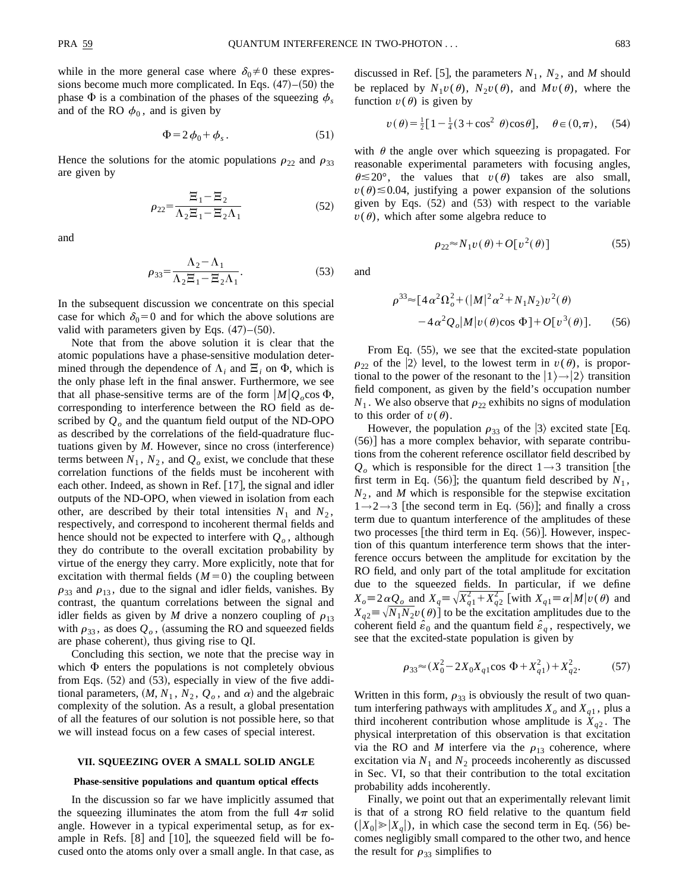while in the more general case where $\delta_0 \neq 0$ these expressions become much more complicated. In Eqs. (47)–(50) the phase $\Phi$ is a combination of the phases of the squeezing $\phi_s$ and of the RO $\phi_0$, and is given by

$$\Phi = 2\phi_0 + \phi_s. \tag{51}$$

Hence the solutions for the atomic populations $\rho_{22}$ and $\rho_{33}$ are given by

$$\rho_{22} = \frac{\Xi_1 - \Xi_2}{\Lambda_2 \Xi_1 - \Xi_2 \Lambda_1} \tag{52}$$

and

$$\rho_{33} = \frac{\Lambda_2 - \Lambda_1}{\Lambda_2 \Xi_1 - \Xi_2 \Lambda_1}. \tag{53}$$

In the subsequent discussion we concentrate on this special case for which $\delta_0 = 0$ and for which the above solutions are valid with parameters given by Eqs. (47)–(50).

Note that from the above solution it is clear that the atomic populations have a phase-sensitive modulation determined through the dependence of $\Lambda_i$ and $\Xi_i$ on $\Phi$, which is the only phase left in the final answer. Furthermore, we see that all phase-sensitive terms are of the form $|M| Q_o \cos\Phi$, corresponding to interference between the RO field as described by $Q_o$ and the quantum field output of the ND-OPO as described by the correlations of the field-quadrature fluctuations given by $M$. However, since no cross (interference) terms between $N_1$, $N_2$, and $Q_o$ exist, we conclude that these correlation functions of the fields must be incoherent with each other. Indeed, as shown in Ref. [17], the signal and idler outputs of the ND-OPO, when viewed in isolation from each other, are described by their total intensities $N_1$ and $N_2$, respectively, and correspond to incoherent thermal fields and hence should not be expected to interfere with $Q_o$, although they do contribute to the overall excitation probability by virtue of the energy they carry. More explicitly, note that for excitation with thermal fields ($M=0$) the coupling between $\rho_{33}$ and $\rho_{13}$, due to the signal and idler fields, vanishes. By contrast, the quantum correlations between the signal and idler fields as given by $M$ drive a nonzero coupling of $\rho_{13}$ with $\rho_{33}$, as does $Q_o$, (assuming the RO and squeezed fields are phase coherent), thus giving rise to QI.

Concluding this section, we note that the precise way in which $\Phi$ enters the populations is not completely obvious from Eqs. (52) and (53), especially in view of the five additional parameters, ($M$, $N_1$, $N_2$, $Q_o$, and $\alpha$) and the algebraic complexity of the solution. As a result, a global presentation of all the features of our solution is not possible here, so that we will instead focus on a few cases of special interest.

## VII. SQUEEZING OVER A SMALL SOLID ANGLE

### Phase-sensitive populations and quantum optical effects

In the discussion so far we have implicitly assumed that the squeezing illuminates the atom from the full $4\pi$ solid angle. However in a typical experimental setup, as for example in Refs. [8] and [10], the squeezed field will be focused onto the atoms only over a small angle. In that case, as discussed in Ref. [5], the parameters $N_1$, $N_2$, and $M$ should be replaced by $N_1 v(\theta)$, $N_2 v(\theta)$, and $M v(\theta)$, where the function $v(\theta)$ is given by

$$v(\theta) = \tfrac{1}{2}\left[1 - \tfrac{1}{4}(3 + \cos^2\theta)\cos\theta\right], \quad \theta \in (0,\pi), \tag{54}$$

with $\theta$ the angle over which squeezing is propagated. For reasonable experimental parameters with focusing angles, $\theta \lesssim 20°$, the values that $v(\theta)$ takes are also small, $v(\theta) \lesssim 0.04$, justifying a power expansion of the solutions given by Eqs. (52) and (53) with respect to the variable $v(\theta)$, which after some algebra reduce to

$$\rho_{22} \approx N_1 v(\theta) + O[v^2(\theta)] \tag{55}$$

and

$$\rho^{33} \approx [4\alpha^2 \Omega_o^2 + (|M|^2 \alpha^2 + N_1 N_2) v^2(\theta) - 4\alpha^2 Q_o |M| v(\theta) \cos\Phi] + O[v^3(\theta)]. \tag{56}$$

From Eq. (55), we see that the excited-state population $\rho_{22}$ of the $|2\rangle$ level, to the lowest term in $v(\theta)$, is proportional to the power of the resonant to the $|1\rangle \to |2\rangle$ transition field component, as given by the field's occupation number $N_1$. We also observe that $\rho_{22}$ exhibits no signs of modulation to this order of $v(\theta)$.

However, the population $\rho_{33}$ of the $|3\rangle$ excited state [Eq. (56)] has a more complex behavior, with separate contributions from the coherent reference oscillator field described by $Q_o$ which is responsible for the direct $1 \to 3$ transition [the first term in Eq. (56)]; the quantum field described by $N_1$, $N_2$, and $M$ which is responsible for the stepwise excitation $1 \to 2 \to 3$ [the second term in Eq. (56)]; and finally a cross term due to quantum interference of the amplitudes of these two processes [the third term in Eq. (56)]. However, inspection of this quantum interference term shows that the interference occurs between the amplitude for excitation by the RO field, and only part of the total amplitude for excitation due to the squeezed fields. In particular, if we define $X_o \equiv 2\alpha Q_o$ and $X_q \equiv \sqrt{X_{q1}^2 + X_{q2}^2}$ [with $X_{q1} \equiv \alpha |M| v(\theta)$ and $X_{q2} \equiv \sqrt{N_1 N_2} v(\theta)$] to be the excitation amplitudes due to the coherent field $\hat{\varepsilon}_0$ and the quantum field $\hat{\varepsilon}_q$, respectively, we see that the excited-state population is given by

$$\rho_{33} \approx (X_0^2 - 2X_0 X_{q1} \cos\Phi + X_{q1}^2) + X_{q2}^2. \tag{57}$$

Written in this form, $\rho_{33}$ is obviously the result of two quantum interfering pathways with amplitudes $X_o$ and $X_{q1}$, plus a third incoherent contribution whose amplitude is $X_{q2}$. The physical interpretation of this observation is that excitation via the RO and $M$ interfere via the $\rho_{13}$ coherence, where excitation via $N_1$ and $N_2$ proceeds incoherently as discussed in Sec. VI, so that their contribution to the total excitation probability adds incoherently.

Finally, we point out that an experimentally relevant limit is that of a strong RO field relative to the quantum field ($|X_0| \gg |X_q|$), in which case the second term in Eq. (56) becomes negligibly small compared to the other two, and hence the result for $\rho_{33}$ simplifies to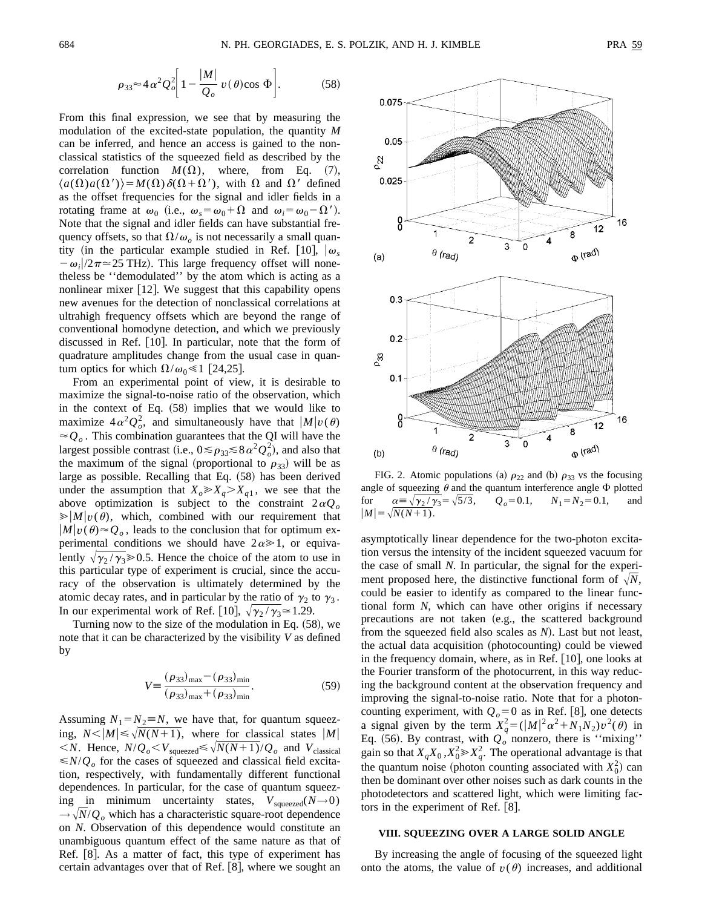$$\rho_{33} \approx 4\alpha^2 Q_o^2 \left[1 - \frac{|M|}{Q_o} v(\theta) \cos \Phi\right]. \tag{58}$$

From this final expression, we see that by measuring the modulation of the excited-state population, the quantity $M$ can be inferred, and hence an access is gained to the nonclassical statistics of the squeezed field as described by the correlation function $M(\Omega)$, where, from Eq. (7), $\langle a(\Omega)a(\Omega')\rangle = M(\Omega)\delta(\Omega+\Omega')$, with $\Omega$ and $\Omega'$ defined as the offset frequencies for the signal and idler fields in a rotating frame at $\omega_0$ (i.e., $\omega_s = \omega_0 + \Omega$ and $\omega_i = \omega_0 - \Omega'$). Note that the signal and idler fields can have substantial frequency offsets, so that $\Omega/\omega_o$ is not necessarily a small quantity (in the particular example studied in Ref. [10], $|\omega_s - \omega_i|/2\pi \simeq 25$ THz). This large frequency offset will nonetheless be "demodulated" by the atom which is acting as a nonlinear mixer [12]. We suggest that this capability opens new avenues for the detection of nonclassical correlations at ultrahigh frequency offsets which are beyond the range of conventional homodyne detection, and which we previously discussed in Ref. [10]. In particular, note that the form of quadrature amplitudes change from the usual case in quantum optics for which $\Omega/\omega_0 \ll 1$ [24,25].

From an experimental point of view, it is desirable to maximize the signal-to-noise ratio of the observation, which in the context of Eq. (58) implies that we would like to maximize $4\alpha^2 Q_o^2$, and simultaneously have that $|M|v(\theta) \approx Q_o$. This combination guarantees that the QI will have the largest possible contrast (i.e., $0 \lesssim \rho_{33} \lesssim 8\alpha^2 Q_o^2$), and also that the maximum of the signal (proportional to $\rho_{33}$) will be as large as possible. Recalling that Eq. (58) has been derived under the assumption that $X_o \gg X_q > X_{q1}$, we see that the above optimization is subject to the constraint $2\alpha Q_o \gg |M|v(\theta)$, which, combined with our requirement that $|M|v(\theta) \approx Q_o$, leads to the conclusion that for optimum experimental conditions we should have $2\alpha \gg 1$, or equivalently $\sqrt{\gamma_2/\gamma_3} \gg 0.5$. Hence the choice of the atom to use in this particular type of experiment is crucial, since the accuracy of the observation is ultimately determined by the atomic decay rates, and in particular by the ratio of $\gamma_2$ to $\gamma_3$. In our experimental work of Ref. [10], $\sqrt{\gamma_2/\gamma_3} \simeq 1.29$.

Turning now to the size of the modulation in Eq. (58), we note that it can be characterized by the visibility $V$ as defined by

$$V \equiv \frac{(\rho_{33})_{\max} - (\rho_{33})_{\min}}{(\rho_{33})_{\max} + (\rho_{33})_{\min}}. \tag{59}$$

Assuming $N_1 = N_2 \equiv N$, we have that, for quantum squeezing, $N < |M| \leq \sqrt{N(N+1)}$, where for classical states $|M| < N$. Hence, $N/Q_o < V_{\text{squeezed}} \leq \sqrt{N(N+1)}/Q_o$ and $V_{\text{classical}} \leq N/Q_o$ for the cases of squeezed and classical field excitation, respectively, with fundamentally different functional dependences. In particular, for the case of quantum squeezing in minimum uncertainty states, $V_{\text{squeezed}}(N \to 0) \to \sqrt{N}/Q_o$ which has a characteristic square-root dependence on $N$. Observation of this dependence would constitute an unambiguous quantum effect of the same nature as that of Ref. [8]. As a matter of fact, this type of experiment has certain advantages over that of Ref. [8], where we sought an asymptotically linear dependence for the two-photon excitation versus the intensity of the incident squeezed vacuum for the case of small $N$. In particular, the signal for the experiment proposed here, the distinctive functional form of $\sqrt{N}$, could be easier to identify as compared to the linear functional form $N$, which can have other origins if necessary precautions are not taken (e.g., the scattered background from the squeezed field also scales as $N$). Last but not least, the actual data acquisition (photocounting) could be viewed in the frequency domain, where, as in Ref. [10], one looks at the Fourier transform of the photocurrent, in this way reducing the background content at the observation frequency and improving the signal-to-noise ratio. Note that for a photon-counting experiment, with $Q_o = 0$ as in Ref. [8], one detects a signal given by the term $X_q^2 = (|M|^2\alpha^2 + N_1 N_2)v^2(\theta)$ in Eq. (56). By contrast, with $Q_o$ nonzero, there is "mixing" gain so that $X_q X_0, X_0^2 \gg X_q^2$. The operational advantage is that the quantum noise (photon counting associated with $X_0^2$) can then be dominant over other noises such as dark counts in the photodetectors and scattered light, which were limiting factors in the experiment of Ref. [8].

FIG. 2. Atomic populations (a) $\rho_{22}$ and (b) $\rho_{33}$ vs the focusing angle of squeezing $\theta$ and the quantum interference angle $\Phi$ plotted for $\alpha \equiv \sqrt{\gamma_2/\gamma_3} = \sqrt{5/3}$, $Q_o = 0.1$, $N_1 = N_2 = 0.1$, and $|M| = \sqrt{N(N+1)}$.

## VIII. SQUEEZING OVER A LARGE SOLID ANGLE

By increasing the angle of focusing of the squeezed light onto the atoms, the value of $v(\theta)$ increases, and additional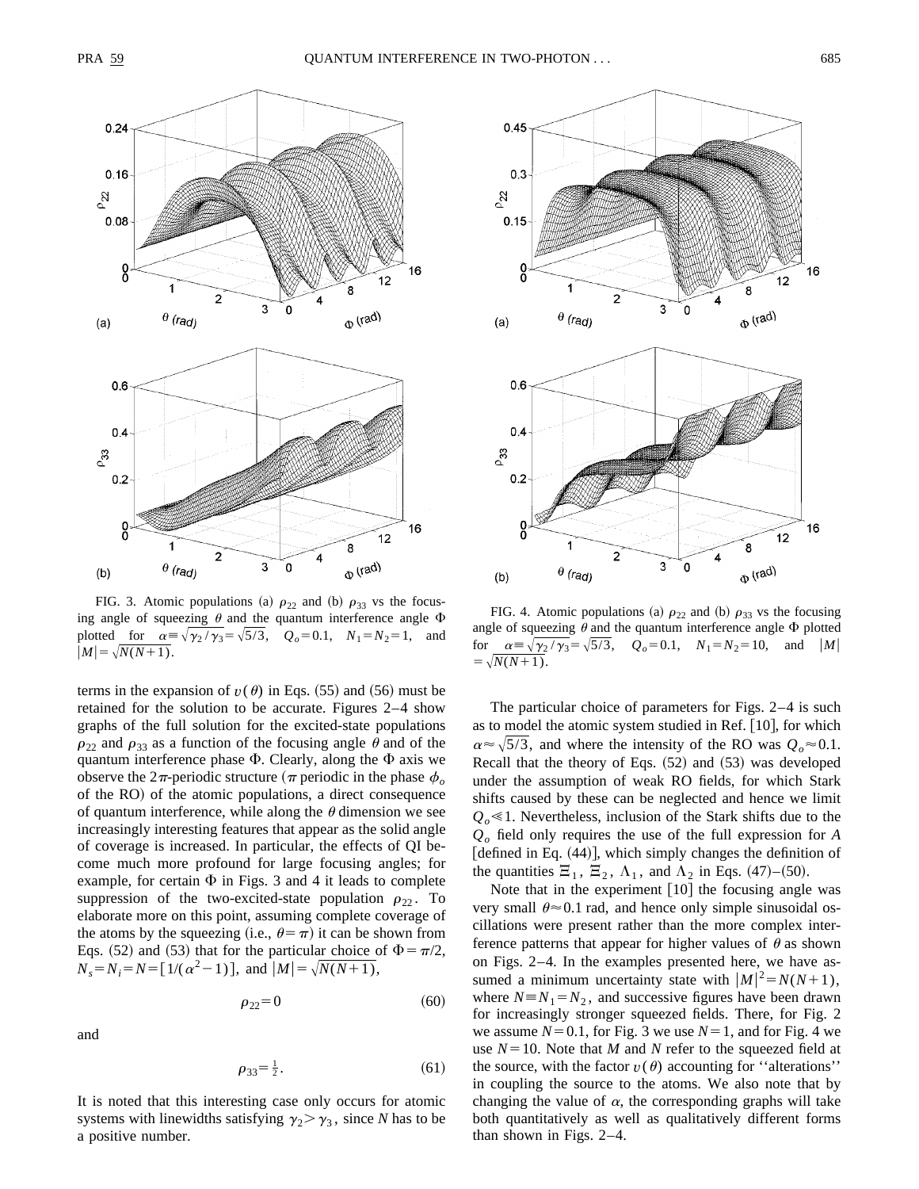FIG. 3. Atomic populations (a) $\rho_{22}$ and (b) $\rho_{33}$ vs the focusing angle of squeezing $\theta$ and the quantum interference angle $\Phi$ plotted for $\alpha \equiv \sqrt{\gamma_2/\gamma_3} = \sqrt{5/3}$, $Q_o = 0.1$, $N_1 = N_2 = 1$, and $|M| = \sqrt{N(N+1)}$.

FIG. 4. Atomic populations (a) $\rho_{22}$ and (b) $\rho_{33}$ vs the focusing angle of squeezing $\theta$ and the quantum interference angle $\Phi$ plotted for $\alpha \equiv \sqrt{\gamma_2/\gamma_3} = \sqrt{5/3}$, $Q_o = 0.1$, $N_1 = N_2 = 10$, and $|M| = \sqrt{N(N+1)}$.

terms in the expansion of $v(\theta)$ in Eqs. (55) and (56) must be retained for the solution to be accurate. Figures 2–4 show graphs of the full solution for the excited-state populations $\rho_{22}$ and $\rho_{33}$ as a function of the focusing angle $\theta$ and of the quantum interference phase $\Phi$. Clearly, along the $\Phi$ axis we observe the $2\pi$-periodic structure ($\pi$ periodic in the phase $\phi_o$ of the RO) of the atomic populations, a direct consequence of quantum interference, while along the $\theta$ dimension we see increasingly interesting features that appear as the solid angle of coverage is increased. In particular, the effects of QI become much more profound for large focusing angles; for example, for certain $\Phi$ in Figs. 3 and 4 it leads to complete suppression of the two-excited-state population $\rho_{22}$. To elaborate more on this point, assuming complete coverage of the atoms by the squeezing (i.e., $\theta = \pi$) it can be shown from Eqs. (52) and (53) that for the particular choice of $\Phi = \pi/2$, $N_s = N_i = N = [1/(\alpha^2 - 1)]$, and $|M| = \sqrt{N(N+1)}$,

$$\rho_{22} = 0 \tag{60}$$

and

$$\rho_{33} = \tfrac{1}{2}. \tag{61}$$

It is noted that this interesting case only occurs for atomic systems with linewidths satisfying $\gamma_2 > \gamma_3$, since $N$ has to be a positive number.

The particular choice of parameters for Figs. 2–4 is such as to model the atomic system studied in Ref. [10], for which $\alpha \approx \sqrt{5/3}$, and where the intensity of the RO was $Q_o \approx 0.1$. Recall that the theory of Eqs. (52) and (53) was developed under the assumption of weak RO fields, for which Stark shifts caused by these can be neglected and hence we limit $Q_o \ll 1$. Nevertheless, inclusion of the Stark shifts due to the $Q_o$ field only requires the use of the full expression for $A$ [defined in Eq. (44)], which simply changes the definition of the quantities $\Xi_1$, $\Xi_2$, $\Lambda_1$, and $\Lambda_2$ in Eqs. (47)–(50).

Note that in the experiment [10] the focusing angle was very small $\theta \approx 0.1$ rad, and hence only simple sinusoidal oscillations were present rather than the more complex interference patterns that appear for higher values of $\theta$ as shown on Figs. 2–4. In the examples presented here, we have assumed a minimum uncertainty state with $|M|^2 = N(N+1)$, where $N \equiv N_1 = N_2$, and successive figures have been drawn for increasingly stronger squeezed fields. There, for Fig. 2 we assume $N = 0.1$, for Fig. 3 we use $N = 1$, and for Fig. 4 we use $N = 10$. Note that $M$ and $N$ refer to the squeezed field at the source, with the factor $v(\theta)$ accounting for "alterations" in coupling the source to the atoms. We also note that by changing the value of $\alpha$, the corresponding graphs will take both quantitatively as well as qualitatively different forms than shown in Figs. 2–4.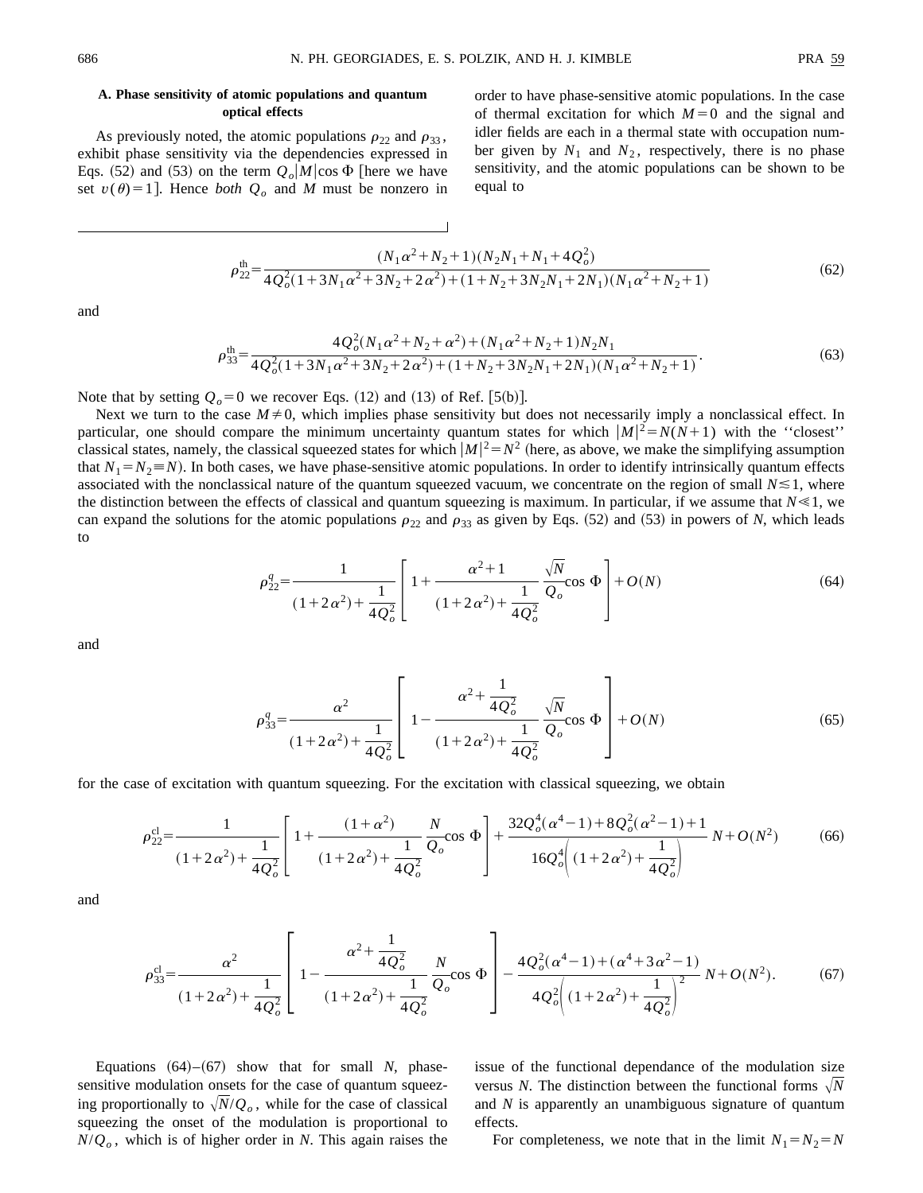### A. Phase sensitivity of atomic populations and quantum optical effects

As previously noted, the atomic populations $\rho_{22}$ and $\rho_{33}$, exhibit phase sensitivity via the dependencies expressed in Eqs. (52) and (53) on the term $Q_o|M|\cos\Phi$ [here we have set $v(\theta)=1$]. Hence *both* $Q_o$ and $M$ must be nonzero in order to have phase-sensitive atomic populations. In the case of thermal excitation for which $M=0$ and the signal and idler fields are each in a thermal state with occupation number given by $N_1$ and $N_2$, respectively, there is no phase sensitivity, and the atomic populations can be shown to be equal to

$$\rho_{22}^{\rm th}=\frac{(N_1\alpha^2+N_2+1)(N_2N_1+N_1+4Q_o^2)}{4Q_o^2(1+3N_1\alpha^2+3N_2+2\alpha^2)+(1+N_2+3N_2N_1+2N_1)(N_1\alpha^2+N_2+1)} \tag{62}$$

and

$$\rho_{33}^{\rm th}=\frac{4Q_o^2(N_1\alpha^2+N_2+\alpha^2)+(N_1\alpha^2+N_2+1)N_2N_1}{4Q_o^2(1+3N_1\alpha^2+3N_2+2\alpha^2)+(1+N_2+3N_2N_1+2N_1)(N_1\alpha^2+N_2+1)}. \tag{63}$$

Note that by setting $Q_o=0$ we recover Eqs. (12) and (13) of Ref. [5(b)].

Next we turn to the case $M\neq 0$, which implies phase sensitivity but does not necessarily imply a nonclassical effect. In particular, one should compare the minimum uncertainty quantum states for which $|M|^2=N(N+1)$ with the ''closest'' classical states, namely, the classical squeezed states for which $|M|^2=N^2$ (here, as above, we make the simplifying assumption that $N_1=N_2\equiv N$). In both cases, we have phase-sensitive atomic populations. In order to identify intrinsically quantum effects associated with the nonclassical nature of the quantum squeezed vacuum, we concentrate on the region of small $N\lesssim 1$, where the distinction between the effects of classical and quantum squeezing is maximum. In particular, if we assume that $N\ll 1$, we can expand the solutions for the atomic populations $\rho_{22}$ and $\rho_{33}$ as given by Eqs. (52) and (53) in powers of $N$, which leads to

$$\rho_{22}^{q}=\frac{1}{(1+2\alpha^2)+\frac{1}{4Q_o^2}}\left[1+\frac{\alpha^2+1}{(1+2\alpha^2)+\frac{1}{4Q_o^2}}\frac{\sqrt{N}}{Q_o}\cos\Phi\right]+O(N) \tag{64}$$

and

$$\rho_{33}^{q}=\frac{\alpha^2}{(1+2\alpha^2)+\frac{1}{4Q_o^2}}\left[1-\frac{\alpha^2+\frac{1}{4Q_o^2}}{(1+2\alpha^2)+\frac{1}{4Q_o^2}}\frac{\sqrt{N}}{Q_o}\cos\Phi\right]+O(N) \tag{65}$$

for the case of excitation with quantum squeezing. For the excitation with classical squeezing, we obtain

$$\rho_{22}^{\rm cl}=\frac{1}{(1+2\alpha^2)+\frac{1}{4Q_o^2}}\left[1+\frac{(1+\alpha^2)}{(1+2\alpha^2)+\frac{1}{4Q_o^2}}\frac{N}{Q_o}\cos\Phi\right]+\frac{32Q_o^4(\alpha^4-1)+8Q_o^2(\alpha^2-1)+1}{16Q_o^4\left((1+2\alpha^2)+\frac{1}{4Q_o^2}\right)}N+O(N^2) \tag{66}$$

and

$$\rho_{33}^{\rm cl}=\frac{\alpha^2}{(1+2\alpha^2)+\frac{1}{4Q_o^2}}\left[1-\frac{\alpha^2+\frac{1}{4Q_o^2}}{(1+2\alpha^2)+\frac{1}{4Q_o^2}}\frac{N}{Q_o}\cos\Phi\right]-\frac{4Q_o^2(\alpha^4-1)+(\alpha^4+3\alpha^2-1)}{4Q_o^2\left((1+2\alpha^2)+\frac{1}{4Q_o^2}\right)^2}N+O(N^2). \tag{67}$$

Equations (64)–(67) show that for small $N$, phase-sensitive modulation onsets for the case of quantum squeezing proportionally to $\sqrt{N}/Q_o$, while for the case of classical squeezing the onset of the modulation is proportional to $N/Q_o$, which is of higher order in $N$. This again raises the issue of the functional dependance of the modulation size versus $N$. The distinction between the functional forms $\sqrt{N}$ and $N$ is apparently an unambiguous signature of quantum effects.

For completeness, we note that in the limit $N_1=N_2=N$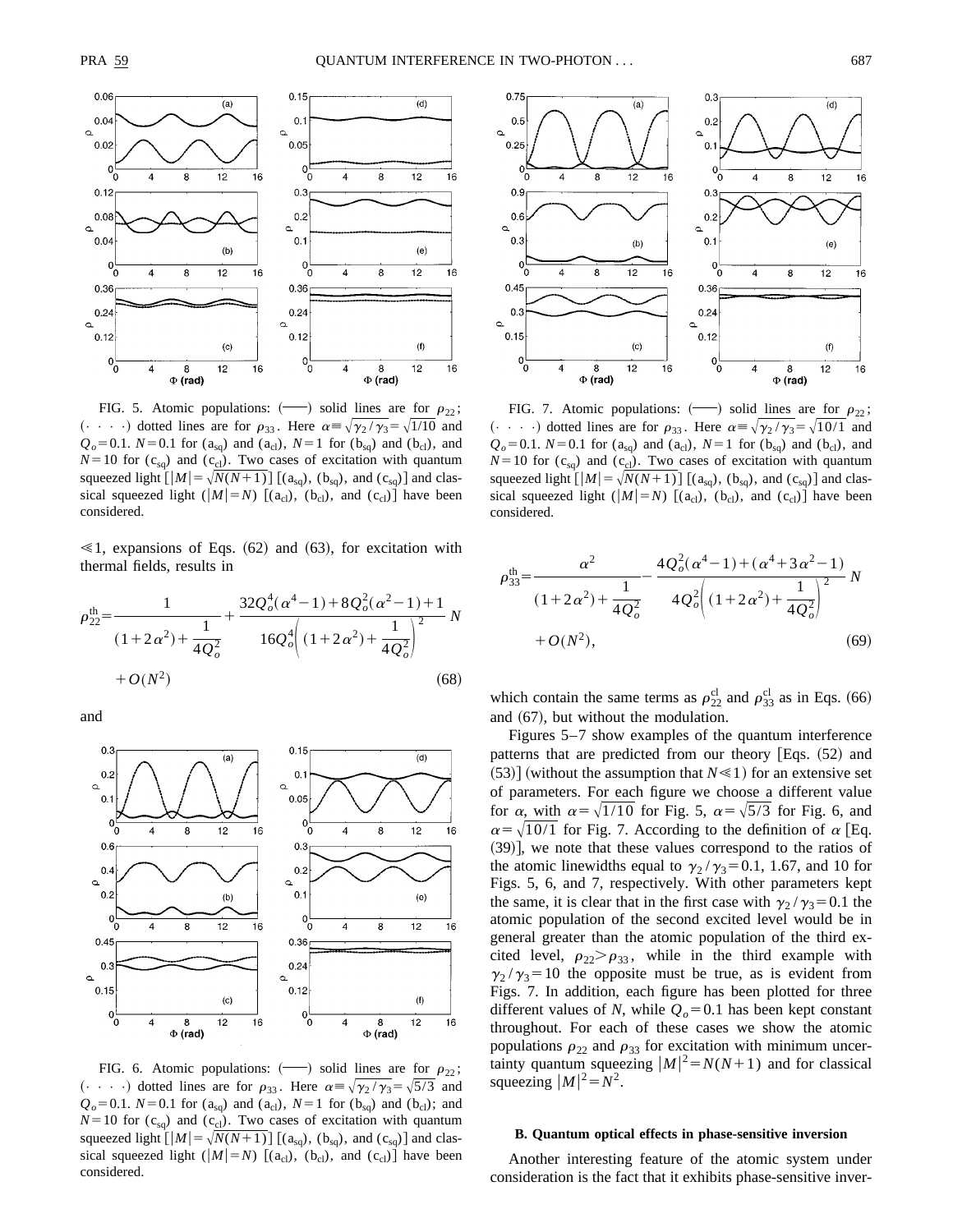FIG. 5. Atomic populations: (——) solid lines are for $\rho_{22}$; (· · · ·) dotted lines are for $\rho_{33}$. Here $\alpha \equiv \sqrt{\gamma_2/\gamma_3} = \sqrt{1/10}$ and $Q_o = 0.1$. $N = 0.1$ for ($\mathrm{a_{sq}}$) and ($\mathrm{a_{cl}}$), $N = 1$ for ($\mathrm{b_{sq}}$) and ($\mathrm{b_{cl}}$), and $N = 10$ for ($\mathrm{c_{sq}}$) and ($\mathrm{c_{cl}}$). Two cases of excitation with quantum squeezed light $[|M| = \sqrt{N(N+1)}]$ [($\mathrm{a_{sq}}$), ($\mathrm{b_{sq}}$), and ($\mathrm{c_{sq}}$)] and classical squeezed light ($|M| = N$) [($\mathrm{a_{cl}}$), ($\mathrm{b_{cl}}$), and ($\mathrm{c_{cl}}$)] have been considered.

$\ll 1$, expansions of Eqs. (62) and (63), for excitation with thermal fields, results in

$$\rho_{22}^{\mathrm{th}} = \frac{1}{(1+2\alpha^2) + \dfrac{1}{4Q_o^2}} + \frac{32Q_o^4(\alpha^4-1) + 8Q_o^2(\alpha^2-1) + 1}{16Q_o^4\left((1+2\alpha^2) + \dfrac{1}{4Q_o^2}\right)^2} N + O(N^2) \tag{68}$$

and

FIG. 6. Atomic populations: (——) solid lines are for $\rho_{22}$; (· · · ·) dotted lines are for $\rho_{33}$. Here $\alpha \equiv \sqrt{\gamma_2/\gamma_3} = \sqrt{5/3}$ and $Q_o = 0.1$. $N = 0.1$ for ($\mathrm{a_{sq}}$) and ($\mathrm{a_{cl}}$), $N = 1$ for ($\mathrm{b_{sq}}$) and ($\mathrm{b_{cl}}$); and $N = 10$ for ($\mathrm{c_{sq}}$) and ($\mathrm{c_{cl}}$). Two cases of excitation with quantum squeezed light $[|M| = \sqrt{N(N+1)}]$ [($\mathrm{a_{sq}}$), ($\mathrm{b_{sq}}$), and ($\mathrm{c_{sq}}$)] and classical squeezed light ($|M| = N$) [($\mathrm{a_{cl}}$), ($\mathrm{b_{cl}}$), and ($\mathrm{c_{cl}}$)] have been considered.

FIG. 7. Atomic populations: (——) solid lines are for $\rho_{22}$; (· · · ·) dotted lines are for $\rho_{33}$. Here $\alpha \equiv \sqrt{\gamma_2/\gamma_3} = \sqrt{10/1}$ and $Q_o = 0.1$. $N = 0.1$ for ($\mathrm{a_{sq}}$) and ($\mathrm{a_{cl}}$), $N = 1$ for ($\mathrm{b_{sq}}$) and ($\mathrm{b_{cl}}$), and $N = 10$ for ($\mathrm{c_{sq}}$) and ($\mathrm{c_{cl}}$). Two cases of excitation with quantum squeezed light $[|M| = \sqrt{N(N+1)}]$ [($\mathrm{a_{sq}}$), ($\mathrm{b_{sq}}$), and ($\mathrm{c_{sq}}$)] and classical squeezed light ($|M| = N$) [($\mathrm{a_{cl}}$), ($\mathrm{b_{cl}}$), and ($\mathrm{c_{cl}}$)] have been considered.

$$\rho_{33}^{\mathrm{th}} = \frac{\alpha^2}{(1+2\alpha^2) + \dfrac{1}{4Q_o^2}} - \frac{4Q_o^2(\alpha^4-1) + (\alpha^4 + 3\alpha^2 - 1)}{4Q_o^2\left((1+2\alpha^2) + \dfrac{1}{4Q_o^2}\right)^2} N + O(N^2), \tag{69}$$

which contain the same terms as $\rho_{22}^{\mathrm{cl}}$ and $\rho_{33}^{\mathrm{cl}}$ as in Eqs. (66) and (67), but without the modulation.

Figures 5–7 show examples of the quantum interference patterns that are predicted from our theory [Eqs. (52) and (53)] (without the assumption that $N \ll 1$) for an extensive set of parameters. For each figure we choose a different value for $\alpha$, with $\alpha = \sqrt{1/10}$ for Fig. 5, $\alpha = \sqrt{5/3}$ for Fig. 6, and $\alpha = \sqrt{10/1}$ for Fig. 7. According to the definition of $\alpha$ [Eq. (39)], we note that these values correspond to the ratios of the atomic linewidths equal to $\gamma_2/\gamma_3 = 0.1$, 1.67, and 10 for Figs. 5, 6, and 7, respectively. With other parameters kept the same, it is clear that in the first case with $\gamma_2/\gamma_3 = 0.1$ the atomic population of the second excited level would be in general greater than the atomic population of the third excited level, $\rho_{22} > \rho_{33}$, while in the third example with $\gamma_2/\gamma_3 = 10$ the opposite must be true, as is evident from Figs. 7. In addition, each figure has been plotted for three different values of $N$, while $Q_o = 0.1$ has been kept constant throughout. For each of these cases we show the atomic populations $\rho_{22}$ and $\rho_{33}$ for excitation with minimum uncertainty quantum squeezing $|M|^2 = N(N+1)$ and for classical squeezing $|M|^2 = N^2$.

### B. Quantum optical effects in phase-sensitive inversion

Another interesting feature of the atomic system under consideration is the fact that it exhibits phase-sensitive inver-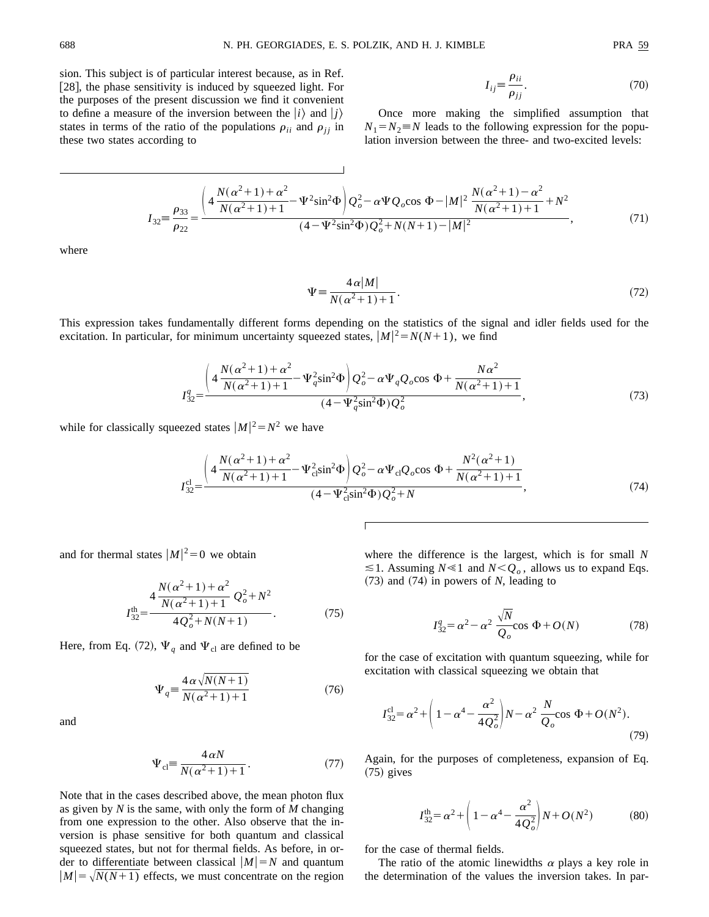sion. This subject is of particular interest because, as in Ref. [28], the phase sensitivity is induced by squeezed light. For the purposes of the present discussion we find it convenient to define a measure of the inversion between the $|i\rangle$ and $|j\rangle$ states in terms of the ratio of the populations $\rho_{ii}$ and $\rho_{jj}$ in these two states according to

$$I_{ij} \equiv \frac{\rho_{ii}}{\rho_{jj}}. \tag{70}$$

Once more making the simplified assumption that $N_1 = N_2 \equiv N$ leads to the following expression for the population inversion between the three- and two-excited levels:

$$I_{32} \equiv \frac{\rho_{33}}{\rho_{22}} = \frac{\left(4\,\frac{N(\alpha^2+1)+\alpha^2}{N(\alpha^2+1)+1} - \Psi^2 \sin^2\Phi\right) Q_o^2 - \alpha \Psi Q_o \cos\Phi - |M|^2\,\frac{N(\alpha^2+1)-\alpha^2}{N(\alpha^2+1)+1} + N^2}{(4-\Psi^2\sin^2\Phi)Q_o^2 + N(N+1) - |M|^2}, \tag{71}$$

where

$$\Psi \equiv \frac{4\alpha |M|}{N(\alpha^2+1)+1}. \tag{72}$$

This expression takes fundamentally different forms depending on the statistics of the signal and idler fields used for the excitation. In particular, for minimum uncertainty squeezed states, $|M|^2 = N(N+1)$, we find

$$I_{32}^{q} = \frac{\left(4\,\frac{N(\alpha^2+1)+\alpha^2}{N(\alpha^2+1)+1} - \Psi_q^2 \sin^2\Phi\right) Q_o^2 - \alpha \Psi_q Q_o \cos\Phi + \frac{N\alpha^2}{N(\alpha^2+1)+1}}{(4-\Psi_q^2\sin^2\Phi)Q_o^2}, \tag{73}$$

while for classically squeezed states $|M|^2 = N^2$ we have

$$I_{32}^{\rm cl} = \frac{\left(4\,\frac{N(\alpha^2+1)+\alpha^2}{N(\alpha^2+1)+1} - \Psi_{\rm cl}^2 \sin^2\Phi\right) Q_o^2 - \alpha \Psi_{\rm cl} Q_o \cos\Phi + \frac{N^2(\alpha^2+1)}{N(\alpha^2+1)+1}}{(4-\Psi_{\rm cl}^2\sin^2\Phi)Q_o^2 + N}, \tag{74}$$

and for thermal states $|M|^2 = 0$ we obtain

$$I_{32}^{\rm th} = \frac{4\,\frac{N(\alpha^2+1)+\alpha^2}{N(\alpha^2+1)+1}\,Q_o^2 + N^2}{4Q_o^2 + N(N+1)}. \tag{75}$$

Here, from Eq. (72), $\Psi_q$ and $\Psi_{\rm cl}$ are defined to be

$$\Psi_q \equiv \frac{4\alpha\sqrt{N(N+1)}}{N(\alpha^2+1)+1} \tag{76}$$

and

$$\Psi_{\rm cl} \equiv \frac{4\alpha N}{N(\alpha^2+1)+1}. \tag{77}$$

Note that in the cases described above, the mean photon flux as given by $N$ is the same, with only the form of $M$ changing from one expression to the other. Also observe that the inversion is phase sensitive for both quantum and classical squeezed states, but not for thermal fields. As before, in order to differentiate between classical $|M| = N$ and quantum $|M| = \sqrt{N(N+1)}$ effects, we must concentrate on the region where the difference is the largest, which is for small $N \lesssim 1$. Assuming $N \ll 1$ and $N < Q_o$, allows us to expand Eqs. (73) and (74) in powers of $N$, leading to

$$I_{32}^{q} = \alpha^2 - \alpha^2\,\frac{\sqrt{N}}{Q_o}\cos\Phi + O(N) \tag{78}$$

for the case of excitation with quantum squeezing, while for excitation with classical squeezing we obtain that

$$I_{32}^{\rm cl} = \alpha^2 + \left(1 - \alpha^4 - \frac{\alpha^2}{4Q_o^2}\right)N - \alpha^2\,\frac{N}{Q_o}\cos\Phi + O(N^2). \tag{79}$$

Again, for the purposes of completeness, expansion of Eq. (75) gives

$$I_{32}^{\rm th} = \alpha^2 + \left(1 - \alpha^4 - \frac{\alpha^2}{4Q_o^2}\right)N + O(N^2) \tag{80}$$

for the case of thermal fields.

The ratio of the atomic linewidths $\alpha$ plays a key role in the determination of the values the inversion takes. In par-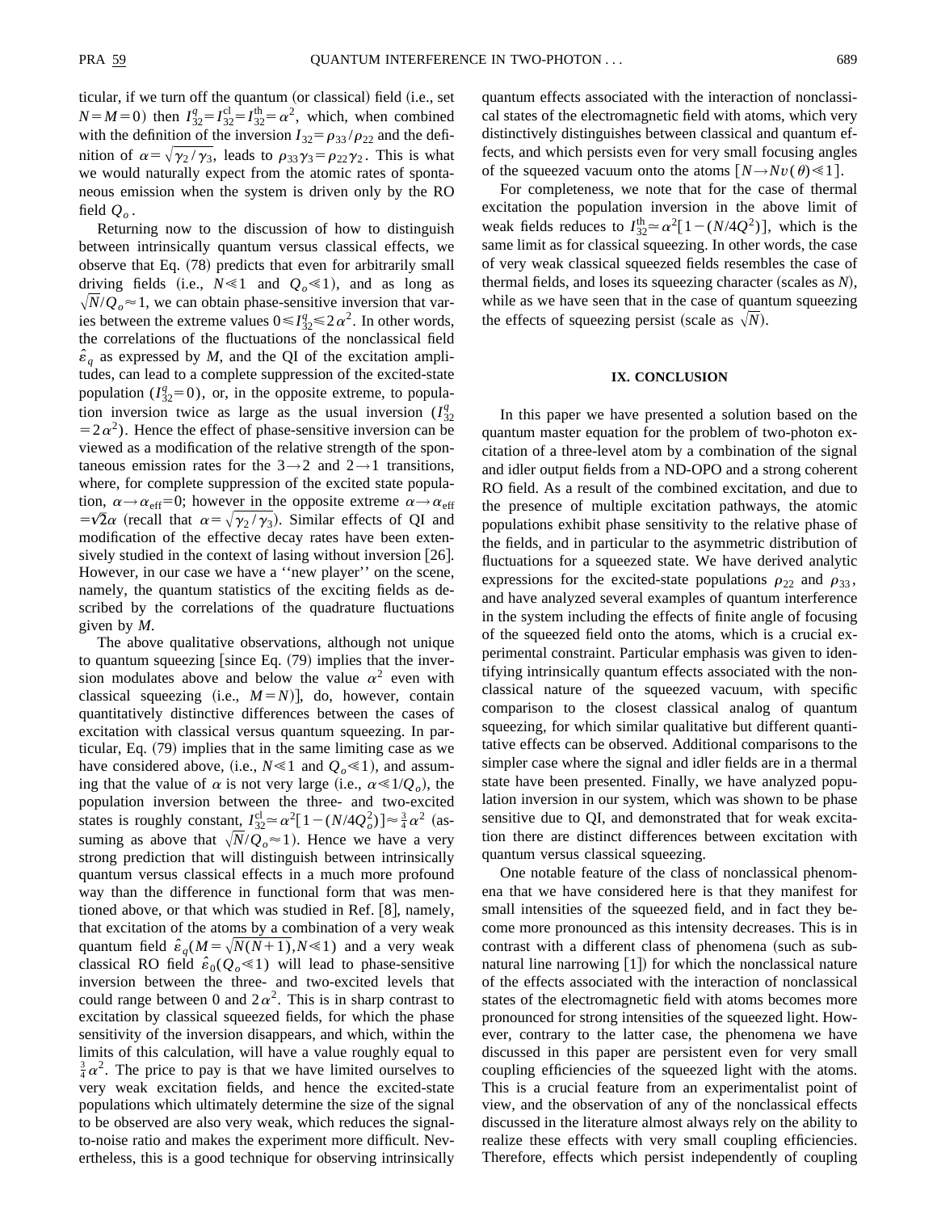ticular, if we turn off the quantum (or classical) field (i.e., set $N=M=0$) then $I_{32}^{q}=I_{32}^{\rm cl}=I_{32}^{\rm th}=\alpha^2$, which, when combined with the definition of the inversion $I_{32}=\rho_{33}/\rho_{22}$ and the definition of $\alpha=\sqrt{\gamma_2/\gamma_3}$, leads to $\rho_{33}\gamma_3=\rho_{22}\gamma_2$. This is what we would naturally expect from the atomic rates of spontaneous emission when the system is driven only by the RO field $Q_o$.

Returning now to the discussion of how to distinguish between intrinsically quantum versus classical effects, we observe that Eq. (78) predicts that even for arbitrarily small driving fields (i.e., $N\ll 1$ and $Q_o\ll 1$), and as long as $\sqrt{N}/Q_o\approx 1$, we can obtain phase-sensitive inversion that varies between the extreme values $0\leq I_{32}^{q}\leq 2\alpha^2$. In other words, the correlations of the fluctuations of the nonclassical field $\hat{\varepsilon}_q$ as expressed by $M$, and the QI of the excitation amplitudes, can lead to a complete suppression of the excited-state population ($I_{32}^{q}=0$), or, in the opposite extreme, to population inversion twice as large as the usual inversion ($I_{32}^{q}=2\alpha^2$). Hence the effect of phase-sensitive inversion can be viewed as a modification of the relative strength of the spontaneous emission rates for the $3\rightarrow 2$ and $2\rightarrow 1$ transitions, where, for complete suppression of the excited state population, $\alpha\rightarrow\alpha_{\rm eff}=0$; however in the opposite extreme $\alpha\rightarrow\alpha_{\rm eff}=\sqrt{2}\alpha$ (recall that $\alpha=\sqrt{\gamma_2/\gamma_3}$). Similar effects of QI and modification of the effective decay rates have been extensively studied in the context of lasing without inversion [26]. However, in our case we have a ''new player'' on the scene, namely, the quantum statistics of the exciting fields as described by the correlations of the quadrature fluctuations given by $M$.

The above qualitative observations, although not unique to quantum squeezing [since Eq. (79) implies that the inversion modulates above and below the value $\alpha^2$ even with classical squeezing (i.e., $M=N$)], do, however, contain quantitatively distinctive differences between the cases of excitation with classical versus quantum squeezing. In particular, Eq. (79) implies that in the same limiting case as we have considered above, (i.e., $N\ll 1$ and $Q_o\ll 1$), and assuming that the value of $\alpha$ is not very large (i.e., $\alpha\ll 1/Q_o$), the population inversion between the three- and two-excited states is roughly constant, $I_{32}^{\rm cl}\simeq\alpha^2[1-(N/4Q_o^2)]\approx\frac{3}{4}\alpha^2$ (assuming as above that $\sqrt{N}/Q_o\approx 1$). Hence we have a very strong prediction that will distinguish between intrinsically quantum versus classical effects in a much more profound way than the difference in functional form that was mentioned above, or that which was studied in Ref. [8], namely, that excitation of the atoms by a combination of a very weak quantum field $\hat{\varepsilon}_q(M=\sqrt{N(N+1)},N\ll 1)$ and a very weak classical RO field $\hat{\varepsilon}_0(Q_o\ll 1)$ will lead to phase-sensitive inversion between the three- and two-excited levels that could range between 0 and $2\alpha^2$. This is in sharp contrast to excitation by classical squeezed fields, for which the phase sensitivity of the inversion disappears, and which, within the limits of this calculation, will have a value roughly equal to $\frac{3}{4}\alpha^2$. The price to pay is that we have limited ourselves to very weak excitation fields, and hence the excited-state populations which ultimately determine the size of the signal to be observed are also very weak, which reduces the signal-to-noise ratio and makes the experiment more difficult. Nevertheless, this is a good technique for observing intrinsically quantum effects associated with the interaction of nonclassical states of the electromagnetic field with atoms, which very distinctively distinguishes between classical and quantum effects, and which persists even for very small focusing angles of the squeezed vacuum onto the atoms [$N\rightarrow N\upsilon(\theta)\ll 1$].

For completeness, we note that for the case of thermal excitation the population inversion in the above limit of weak fields reduces to $I_{32}^{\rm th}\simeq\alpha^2[1-(N/4Q^2)]$, which is the same limit as for classical squeezing. In other words, the case of very weak classical squeezed fields resembles the case of thermal fields, and loses its squeezing character (scales as $N$), while as we have seen that in the case of quantum squeezing the effects of squeezing persist (scale as $\sqrt{N}$).

## IX. CONCLUSION

In this paper we have presented a solution based on the quantum master equation for the problem of two-photon excitation of a three-level atom by a combination of the signal and idler output fields from a ND-OPO and a strong coherent RO field. As a result of the combined excitation, and due to the presence of multiple excitation pathways, the atomic populations exhibit phase sensitivity to the relative phase of the fields, and in particular to the asymmetric distribution of fluctuations for a squeezed state. We have derived analytic expressions for the excited-state populations $\rho_{22}$ and $\rho_{33}$, and have analyzed several examples of quantum interference in the system including the effects of finite angle of focusing of the squeezed field onto the atoms, which is a crucial experimental constraint. Particular emphasis was given to identifying intrinsically quantum effects associated with the nonclassical nature of the squeezed vacuum, with specific comparison to the closest classical analog of quantum squeezing, for which similar qualitative but different quantitative effects can be observed. Additional comparisons to the simpler case where the signal and idler fields are in a thermal state have been presented. Finally, we have analyzed population inversion in our system, which was shown to be phase sensitive due to QI, and demonstrated that for weak excitation there are distinct differences between excitation with quantum versus classical squeezing.

One notable feature of the class of nonclassical phenomena that we have considered here is that they manifest for small intensities of the squeezed field, and in fact they become more pronounced as this intensity decreases. This is in contrast with a different class of phenomena (such as subnatural line narrowing [1]) for which the nonclassical nature of the effects associated with the interaction of nonclassical states of the electromagnetic field with atoms becomes more pronounced for strong intensities of the squeezed light. However, contrary to the latter case, the phenomena we have discussed in this paper are persistent even for very small coupling efficiencies of the squeezed light with the atoms. This is a crucial feature from an experimentalist point of view, and the observation of any of the nonclassical effects discussed in the literature almost always rely on the ability to realize these effects with very small coupling efficiencies. Therefore, effects which persist independently of coupling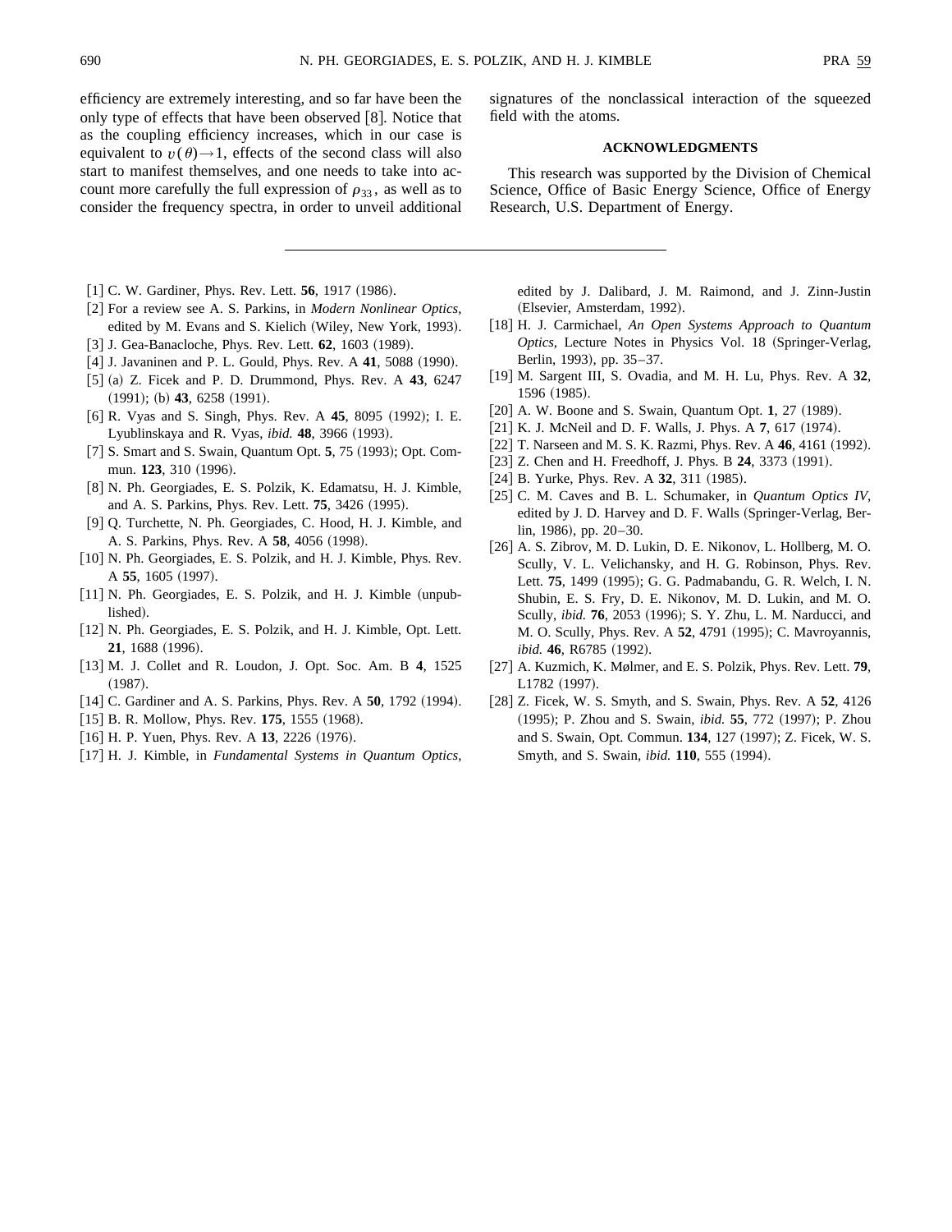efficiency are extremely interesting, and so far have been the only type of effects that have been observed [8]. Notice that as the coupling efficiency increases, which in our case is equivalent to $v(\theta)\to 1$, effects of the second class will also start to manifest themselves, and one needs to take into account more carefully the full expression of $\rho_{33}$, as well as to consider the frequency spectra, in order to unveil additional signatures of the nonclassical interaction of the squeezed field with the atoms.

## ACKNOWLEDGMENTS

This research was supported by the Division of Chemical Science, Office of Basic Energy Science, Office of Energy Research, U.S. Department of Energy.

---

[1] C. W. Gardiner, Phys. Rev. Lett. **56**, 1917 (1986).
[2] For a review see A. S. Parkins, in *Modern Nonlinear Optics*, edited by M. Evans and S. Kielich (Wiley, New York, 1993).
[3] J. Gea-Banacloche, Phys. Rev. Lett. **62**, 1603 (1989).
[4] J. Javaninen and P. L. Gould, Phys. Rev. A **41**, 5088 (1990).
[5] (a) Z. Ficek and P. D. Drummond, Phys. Rev. A **43**, 6247 (1991); (b) **43**, 6258 (1991).
[6] R. Vyas and S. Singh, Phys. Rev. A **45**, 8095 (1992); I. E. Lyublinskaya and R. Vyas, *ibid.* **48**, 3966 (1993).
[7] S. Smart and S. Swain, Quantum Opt. **5**, 75 (1993); Opt. Commun. **123**, 310 (1996).
[8] N. Ph. Georgiades, E. S. Polzik, K. Edamatsu, H. J. Kimble, and A. S. Parkins, Phys. Rev. Lett. **75**, 3426 (1995).
[9] Q. Turchette, N. Ph. Georgiades, C. Hood, H. J. Kimble, and A. S. Parkins, Phys. Rev. A **58**, 4056 (1998).
[10] N. Ph. Georgiades, E. S. Polzik, and H. J. Kimble, Phys. Rev. A **55**, 1605 (1997).
[11] N. Ph. Georgiades, E. S. Polzik, and H. J. Kimble (unpublished).
[12] N. Ph. Georgiades, E. S. Polzik, and H. J. Kimble, Opt. Lett. **21**, 1688 (1996).
[13] M. J. Collet and R. Loudon, J. Opt. Soc. Am. B **4**, 1525 (1987).
[14] C. Gardiner and A. S. Parkins, Phys. Rev. A **50**, 1792 (1994).
[15] B. R. Mollow, Phys. Rev. **175**, 1555 (1968).
[16] H. P. Yuen, Phys. Rev. A **13**, 2226 (1976).
[17] H. J. Kimble, in *Fundamental Systems in Quantum Optics*, edited by J. Dalibard, J. M. Raimond, and J. Zinn-Justin (Elsevier, Amsterdam, 1992).
[18] H. J. Carmichael, *An Open Systems Approach to Quantum Optics*, Lecture Notes in Physics Vol. 18 (Springer-Verlag, Berlin, 1993), pp. 35–37.
[19] M. Sargent III, S. Ovadia, and M. H. Lu, Phys. Rev. A **32**, 1596 (1985).
[20] A. W. Boone and S. Swain, Quantum Opt. **1**, 27 (1989).
[21] K. J. McNeil and D. F. Walls, J. Phys. A **7**, 617 (1974).
[22] T. Narseen and M. S. K. Razmi, Phys. Rev. A **46**, 4161 (1992).
[23] Z. Chen and H. Freedhoff, J. Phys. B **24**, 3373 (1991).
[24] B. Yurke, Phys. Rev. A **32**, 311 (1985).
[25] C. M. Caves and B. L. Schumaker, in *Quantum Optics IV*, edited by J. D. Harvey and D. F. Walls (Springer-Verlag, Berlin, 1986), pp. 20–30.
[26] A. S. Zibrov, M. D. Lukin, D. E. Nikonov, L. Hollberg, M. O. Scully, V. L. Velichansky, and H. G. Robinson, Phys. Rev. Lett. **75**, 1499 (1995); G. G. Padmabandu, G. R. Welch, I. N. Shubin, E. S. Fry, D. E. Nikonov, M. D. Lukin, and M. O. Scully, *ibid.* **76**, 2053 (1996); S. Y. Zhu, L. M. Narducci, and M. O. Scully, Phys. Rev. A **52**, 4791 (1995); C. Mavroyannis, *ibid.* **46**, R6785 (1992).
[27] A. Kuzmich, K. Mølmer, and E. S. Polzik, Phys. Rev. Lett. **79**, L1782 (1997).
[28] Z. Ficek, W. S. Smyth, and S. Swain, Phys. Rev. A **52**, 4126 (1995); P. Zhou and S. Swain, *ibid.* **55**, 772 (1997); P. Zhou and S. Swain, Opt. Commun. **134**, 127 (1997); Z. Ficek, W. S. Smyth, and S. Swain, *ibid.* **110**, 555 (1994).